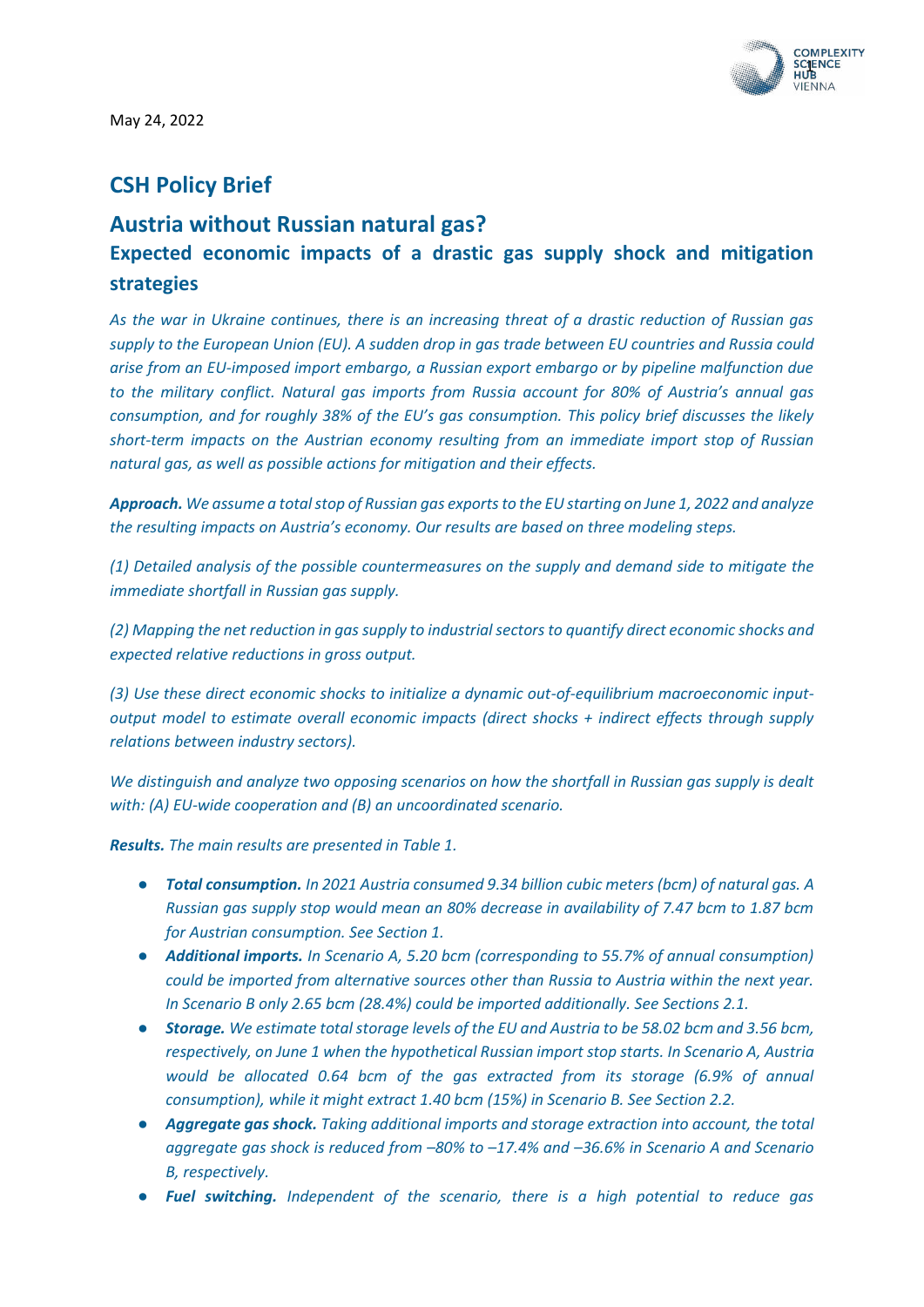May 24, 2022

# CSH Policy Brief

## Austria without Russian natural gas?

### Expected economic impacts of a drastic gas supply shock and mitigation strategies

*As the war in Ukraine continues, there is an increasing threat of a drastic reduction of Russian gas supply to the European Union (EU). A sudden drop in gas trade between EU countries and Russia could arise from an EU-imposed import embargo, a Russian export embargo or by pipeline malfunction due to the military conflict. Natural gas imports from Russia account for 80% of Austria's annual gas consumption, and for roughly 38% of the EU's gas consumption. This policy brief discusses the likely short-term impacts on the Austrian economy resulting from an immediate import stop of Russian natural gas, as well as possible actions for mitigation and their effects.*

***Approach.*** *We assume a total stop of Russian gas exports to the EU starting on June 1, 2022 and analyze the resulting impacts on Austria's economy. Our results are based on three modeling steps.*

*(1) Detailed analysis of the possible countermeasures on the supply and demand side to mitigate the immediate shortfall in Russian gas supply.*

*(2) Mapping the net reduction in gas supply to industrial sectors to quantify direct economic shocks and expected relative reductions in gross output.*

*(3) Use these direct economic shocks to initialize a dynamic out-of-equilibrium macroeconomic input-output model to estimate overall economic impacts (direct shocks + indirect effects through supply relations between industry sectors).*

*We distinguish and analyze two opposing scenarios on how the shortfall in Russian gas supply is dealt with: (A) EU-wide cooperation and (B) an uncoordinated scenario.*

***Results.*** *The main results are presented in Table 1.*

- ***Total consumption.*** *In 2021 Austria consumed 9.34 billion cubic meters (bcm) of natural gas. A Russian gas supply stop would mean an 80% decrease in availability of 7.47 bcm to 1.87 bcm for Austrian consumption. See Section 1.*
- ***Additional imports.*** *In Scenario A, 5.20 bcm (corresponding to 55.7% of annual consumption) could be imported from alternative sources other than Russia to Austria within the next year. In Scenario B only 2.65 bcm (28.4%) could be imported additionally. See Sections 2.1.*
- ***Storage.*** *We estimate total storage levels of the EU and Austria to be 58.02 bcm and 3.56 bcm, respectively, on June 1 when the hypothetical Russian import stop starts. In Scenario A, Austria would be allocated 0.64 bcm of the gas extracted from its storage (6.9% of annual consumption), while it might extract 1.40 bcm (15%) in Scenario B. See Section 2.2.*
- ***Aggregate gas shock.*** *Taking additional imports and storage extraction into account, the total aggregate gas shock is reduced from –80% to –17.4% and –36.6% in Scenario A and Scenario B, respectively.*
- ***Fuel switching.*** *Independent of the scenario, there is a high potential to reduce gas*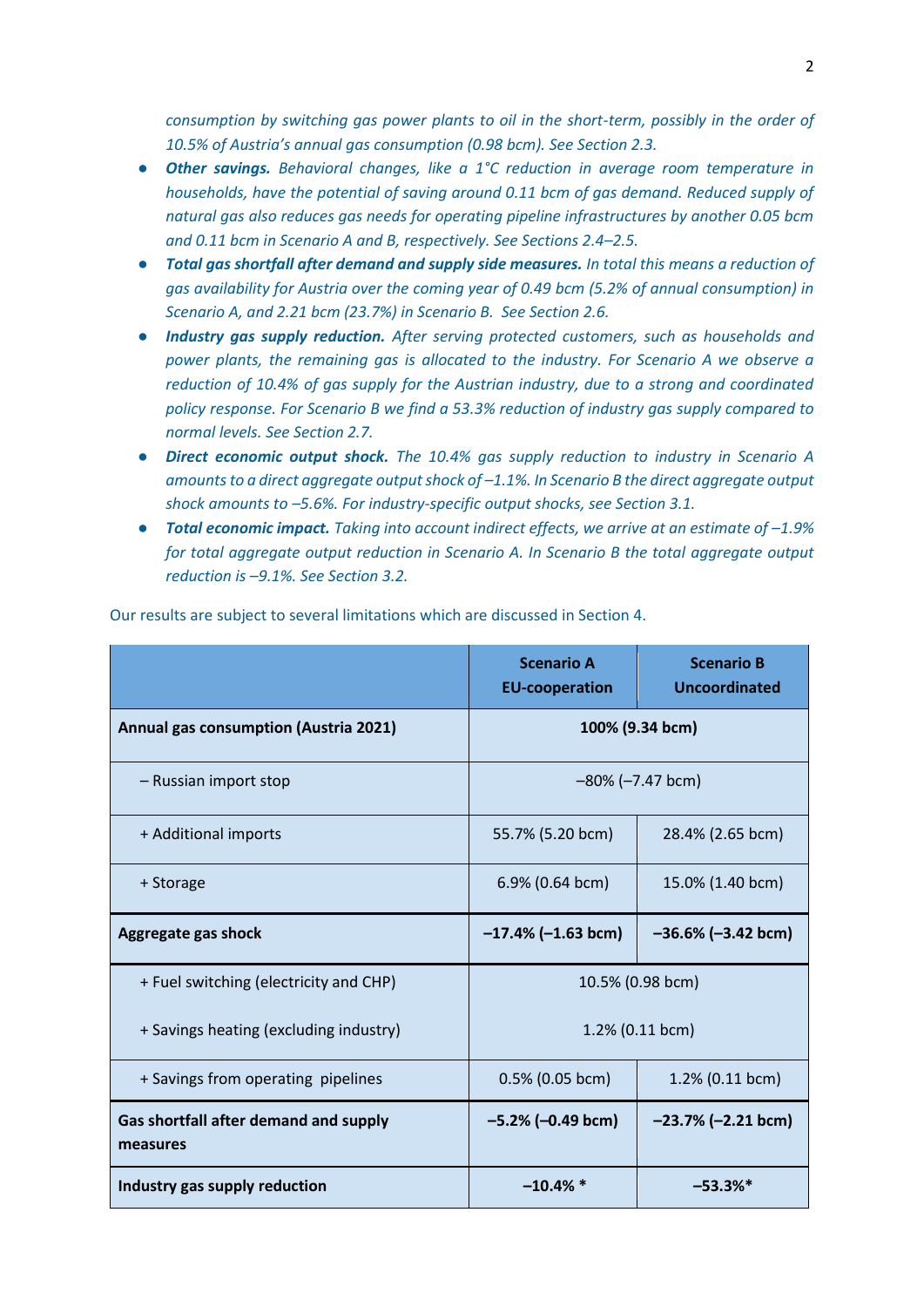*consumption by switching gas power plants to oil in the short-term, possibly in the order of 10.5% of Austria's annual gas consumption (0.98 bcm). See Section 2.3.*

- ***Other savings.*** *Behavioral changes, like a 1°C reduction in average room temperature in households, have the potential of saving around 0.11 bcm of gas demand. Reduced supply of natural gas also reduces gas needs for operating pipeline infrastructures by another 0.05 bcm and 0.11 bcm in Scenario A and B, respectively. See Sections 2.4–2.5.*
- ***Total gas shortfall after demand and supply side measures.*** *In total this means a reduction of gas availability for Austria over the coming year of 0.49 bcm (5.2% of annual consumption) in Scenario A, and 2.21 bcm (23.7%) in Scenario B. See Section 2.6.*
- ***Industry gas supply reduction.*** *After serving protected customers, such as households and power plants, the remaining gas is allocated to the industry. For Scenario A we observe a reduction of 10.4% of gas supply for the Austrian industry, due to a strong and coordinated policy response. For Scenario B we find a 53.3% reduction of industry gas supply compared to normal levels. See Section 2.7.*
- ***Direct economic output shock.*** *The 10.4% gas supply reduction to industry in Scenario A amounts to a direct aggregate output shock of –1.1%. In Scenario B the direct aggregate output shock amounts to –5.6%. For industry-specific output shocks, see Section 3.1.*
- ***Total economic impact.*** *Taking into account indirect effects, we arrive at an estimate of –1.9% for total aggregate output reduction in Scenario A. In Scenario B the total aggregate output reduction is –9.1%. See Section 3.2.*

Our results are subject to several limitations which are discussed in Section 4.

| | **Scenario A EU-cooperation** | **Scenario B Uncoordinated** |
|---|---|---|
| **Annual gas consumption (Austria 2021)** | **100% (9.34 bcm)** | |
| – Russian import stop | –80% (–7.47 bcm) | |
| + Additional imports | 55.7% (5.20 bcm) | 28.4% (2.65 bcm) |
| + Storage | 6.9% (0.64 bcm) | 15.0% (1.40 bcm) |
| **Aggregate gas shock** | **–17.4% (–1.63 bcm)** | **–36.6% (–3.42 bcm)** |
| + Fuel switching (electricity and CHP) | 10.5% (0.98 bcm) | |
| + Savings heating (excluding industry) | 1.2% (0.11 bcm) | |
| + Savings from operating pipelines | 0.5% (0.05 bcm) | 1.2% (0.11 bcm) |
| **Gas shortfall after demand and supply measures** | **–5.2% (–0.49 bcm)** | **–23.7% (–2.21 bcm)** |
| **Industry gas supply reduction** | **–10.4% \*** | **–53.3%\*** |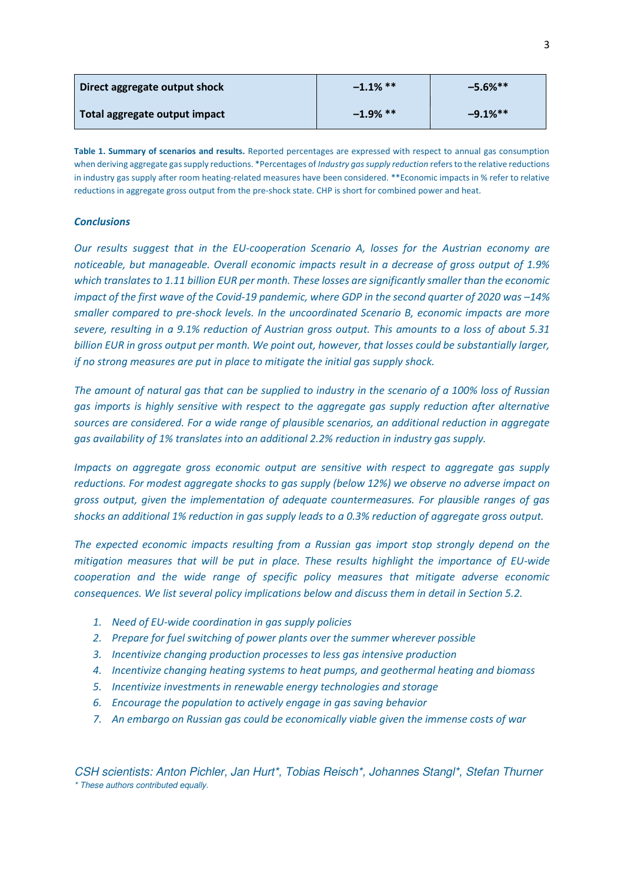| Direct aggregate output shock | −1.1% ** | −5.6%** |
| --- | --- | --- |
| Total aggregate output impact | −1.9% ** | −9.1%** |

**Table 1. Summary of scenarios and results.** Reported percentages are expressed with respect to annual gas consumption when deriving aggregate gas supply reductions. *Percentages of *Industry gas supply reduction* refers to the relative reductions in industry gas supply after room heating-related measures have been considered. **Economic impacts in % refer to relative reductions in aggregate gross output from the pre-shock state. CHP is short for combined power and heat.

***Conclusions***

*Our results suggest that in the EU-cooperation Scenario A, losses for the Austrian economy are noticeable, but manageable. Overall economic impacts result in a decrease of gross output of 1.9% which translates to 1.11 billion EUR per month. These losses are significantly smaller than the economic impact of the first wave of the Covid-19 pandemic, where GDP in the second quarter of 2020 was –14% smaller compared to pre-shock levels. In the uncoordinated Scenario B, economic impacts are more severe, resulting in a 9.1% reduction of Austrian gross output. This amounts to a loss of about 5.31 billion EUR in gross output per month. We point out, however, that losses could be substantially larger, if no strong measures are put in place to mitigate the initial gas supply shock.*

*The amount of natural gas that can be supplied to industry in the scenario of a 100% loss of Russian gas imports is highly sensitive with respect to the aggregate gas supply reduction after alternative sources are considered. For a wide range of plausible scenarios, an additional reduction in aggregate gas availability of 1% translates into an additional 2.2% reduction in industry gas supply.*

*Impacts on aggregate gross economic output are sensitive with respect to aggregate gas supply reductions. For modest aggregate shocks to gas supply (below 12%) we observe no adverse impact on gross output, given the implementation of adequate countermeasures. For plausible ranges of gas shocks an additional 1% reduction in gas supply leads to a 0.3% reduction of aggregate gross output.*

*The expected economic impacts resulting from a Russian gas import stop strongly depend on the mitigation measures that will be put in place. These results highlight the importance of EU-wide cooperation and the wide range of specific policy measures that mitigate adverse economic consequences. We list several policy implications below and discuss them in detail in Section 5.2.*

1. *Need of EU-wide coordination in gas supply policies*
2. *Prepare for fuel switching of power plants over the summer wherever possible*
3. *Incentivize changing production processes to less gas intensive production*
4. *Incentivize changing heating systems to heat pumps, and geothermal heating and biomass*
5. *Incentivize investments in renewable energy technologies and storage*
6. *Encourage the population to actively engage in gas saving behavior*
7. *An embargo on Russian gas could be economically viable given the immense costs of war*

*CSH scientists: Anton Pichler, Jan Hurt*, Tobias Reisch*, Johannes Stangl*, Stefan Thurner*

** These authors contributed equally.*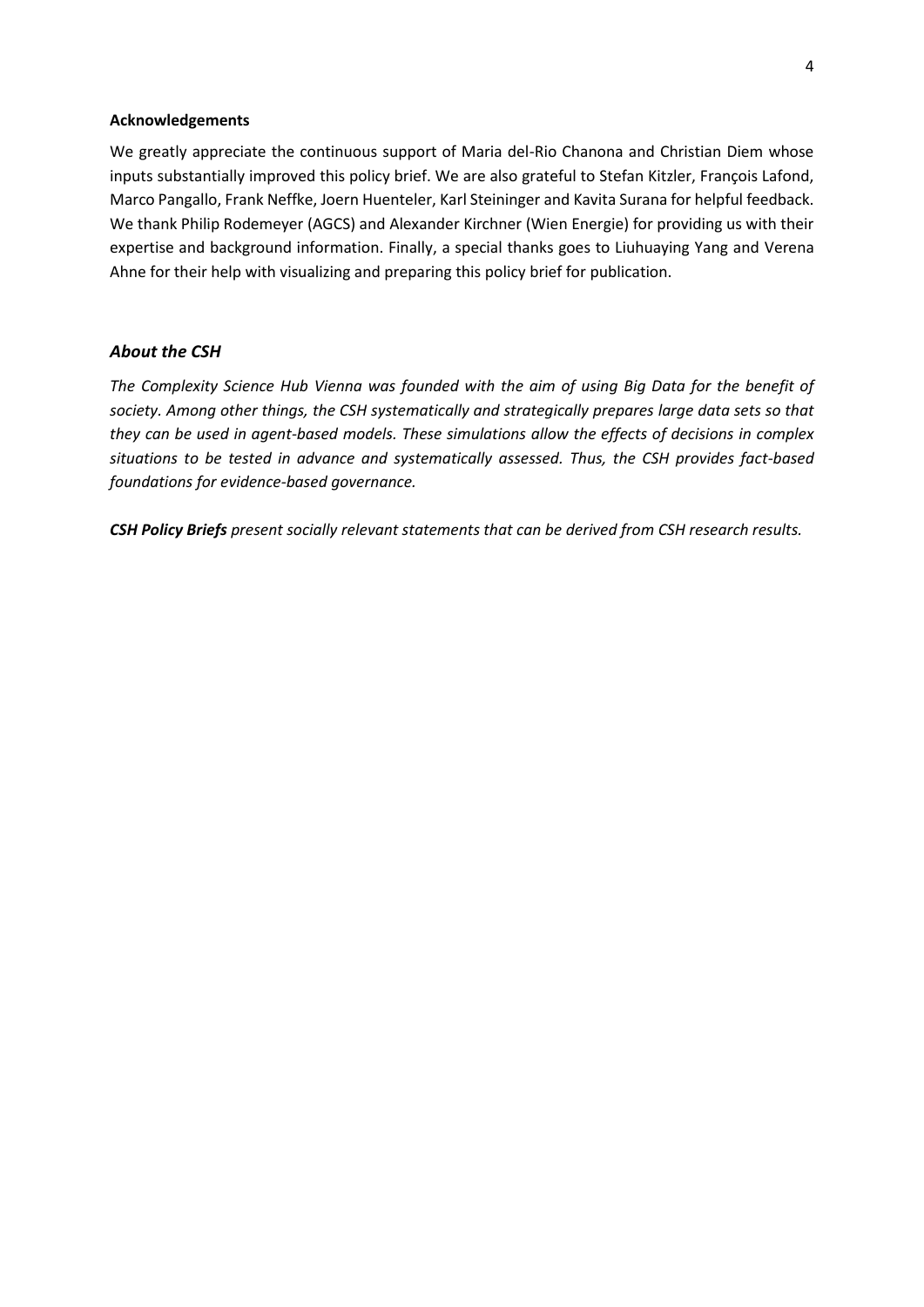**Acknowledgements**

We greatly appreciate the continuous support of Maria del-Rio Chanona and Christian Diem whose inputs substantially improved this policy brief. We are also grateful to Stefan Kitzler, François Lafond, Marco Pangallo, Frank Neffke, Joern Huenteler, Karl Steininger and Kavita Surana for helpful feedback. We thank Philip Rodemeyer (AGCS) and Alexander Kirchner (Wien Energie) for providing us with their expertise and background information. Finally, a special thanks goes to Liuhuaying Yang and Verena Ahne for their help with visualizing and preparing this policy brief for publication.

### *About the CSH*

*The Complexity Science Hub Vienna was founded with the aim of using Big Data for the benefit of society. Among other things, the CSH systematically and strategically prepares large data sets so that they can be used in agent-based models. These simulations allow the effects of decisions in complex situations to be tested in advance and systematically assessed. Thus, the CSH provides fact-based foundations for evidence-based governance.*

***CSH Policy Briefs*** *present socially relevant statements that can be derived from CSH research results.*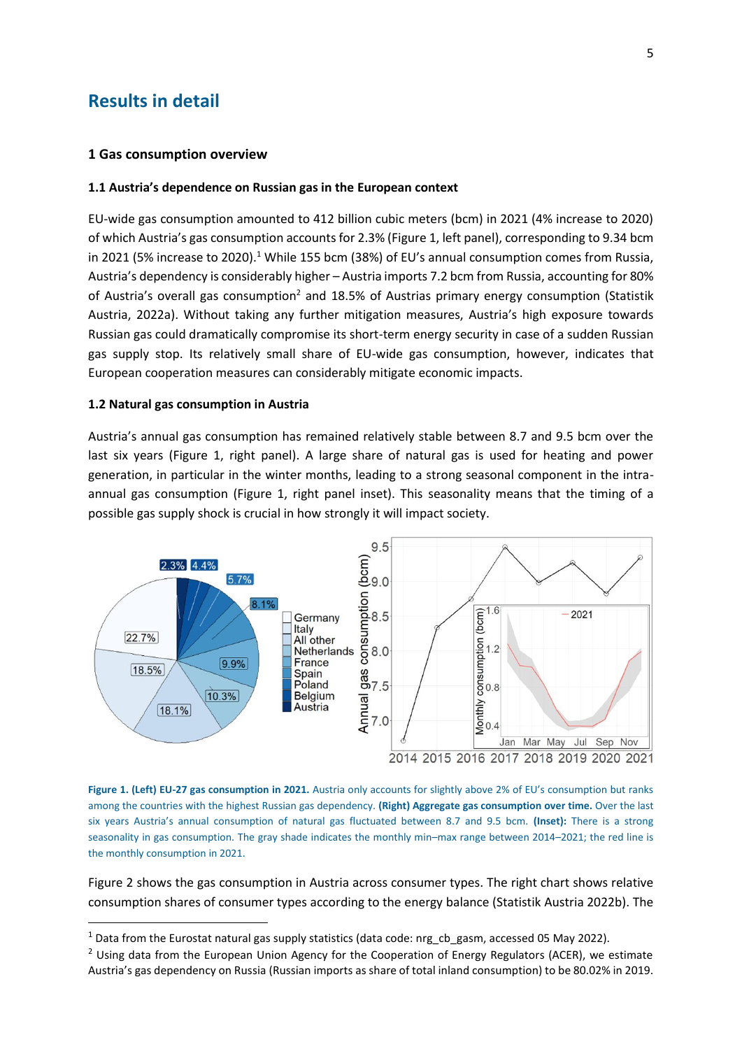# Results in detail

## 1 Gas consumption overview

### 1.1 Austria's dependence on Russian gas in the European context

EU-wide gas consumption amounted to 412 billion cubic meters (bcm) in 2021 (4% increase to 2020) of which Austria's gas consumption accounts for 2.3% (Figure 1, left panel), corresponding to 9.34 bcm in 2021 (5% increase to 2020).[1] While 155 bcm (38%) of EU's annual consumption comes from Russia, Austria's dependency is considerably higher – Austria imports 7.2 bcm from Russia, accounting for 80% of Austria's overall gas consumption[2] and 18.5% of Austrias primary energy consumption (Statistik Austria, 2022a). Without taking any further mitigation measures, Austria's high exposure towards Russian gas could dramatically compromise its short-term energy security in case of a sudden Russian gas supply stop. Its relatively small share of EU-wide gas consumption, however, indicates that European cooperation measures can considerably mitigate economic impacts.

### 1.2 Natural gas consumption in Austria

Austria's annual gas consumption has remained relatively stable between 8.7 and 9.5 bcm over the last six years (Figure 1, right panel). A large share of natural gas is used for heating and power generation, in particular in the winter months, leading to a strong seasonal component in the intra-annual gas consumption (Figure 1, right panel inset). This seasonality means that the timing of a possible gas supply shock is crucial in how strongly it will impact society.

**Figure 1. (Left) EU-27 gas consumption in 2021.** Austria only accounts for slightly above 2% of EU's consumption but ranks among the countries with the highest Russian gas dependency. **(Right) Aggregate gas consumption over time.** Over the last six years Austria's annual consumption of natural gas fluctuated between 8.7 and 9.5 bcm. **(Inset):** There is a strong seasonality in gas consumption. The gray shade indicates the monthly min–max range between 2014–2021; the red line is the monthly consumption in 2021.

Figure 2 shows the gas consumption in Austria across consumer types. The right chart shows relative consumption shares of consumer types according to the energy balance (Statistik Austria 2022b). The

[1] Data from the Eurostat natural gas supply statistics (data code: nrg_cb_gasm, accessed 05 May 2022).

[2] Using data from the European Union Agency for the Cooperation of Energy Regulators (ACER), we estimate Austria's gas dependency on Russia (Russian imports as share of total inland consumption) to be 80.02% in 2019.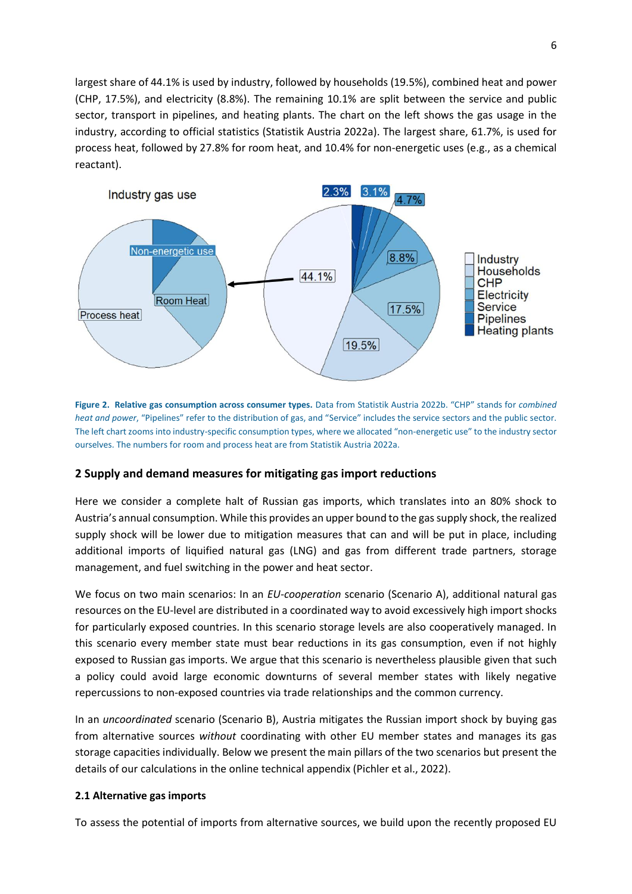largest share of 44.1% is used by industry, followed by households (19.5%), combined heat and power (CHP, 17.5%), and electricity (8.8%). The remaining 10.1% are split between the service and public sector, transport in pipelines, and heating plants. The chart on the left shows the gas usage in the industry, according to official statistics (Statistik Austria 2022a). The largest share, 61.7%, is used for process heat, followed by 27.8% for room heat, and 10.4% for non-energetic uses (e.g., as a chemical reactant).

**Figure 2. Relative gas consumption across consumer types.** Data from Statistik Austria 2022b. "CHP" stands for *combined heat and power*, "Pipelines" refer to the distribution of gas, and "Service" includes the service sectors and the public sector. The left chart zooms into industry-specific consumption types, where we allocated "non-energetic use" to the industry sector ourselves. The numbers for room and process heat are from Statistik Austria 2022a.

## 2 Supply and demand measures for mitigating gas import reductions

Here we consider a complete halt of Russian gas imports, which translates into an 80% shock to Austria's annual consumption. While this provides an upper bound to the gas supply shock, the realized supply shock will be lower due to mitigation measures that can and will be put in place, including additional imports of liquified natural gas (LNG) and gas from different trade partners, storage management, and fuel switching in the power and heat sector.

We focus on two main scenarios: In an *EU-cooperation* scenario (Scenario A), additional natural gas resources on the EU-level are distributed in a coordinated way to avoid excessively high import shocks for particularly exposed countries. In this scenario storage levels are also cooperatively managed. In this scenario every member state must bear reductions in its gas consumption, even if not highly exposed to Russian gas imports. We argue that this scenario is nevertheless plausible given that such a policy could avoid large economic downturns of several member states with likely negative repercussions to non-exposed countries via trade relationships and the common currency.

In an *uncoordinated* scenario (Scenario B), Austria mitigates the Russian import shock by buying gas from alternative sources *without* coordinating with other EU member states and manages its gas storage capacities individually. Below we present the main pillars of the two scenarios but present the details of our calculations in the online technical appendix (Pichler et al., 2022).

### 2.1 Alternative gas imports

To assess the potential of imports from alternative sources, we build upon the recently proposed EU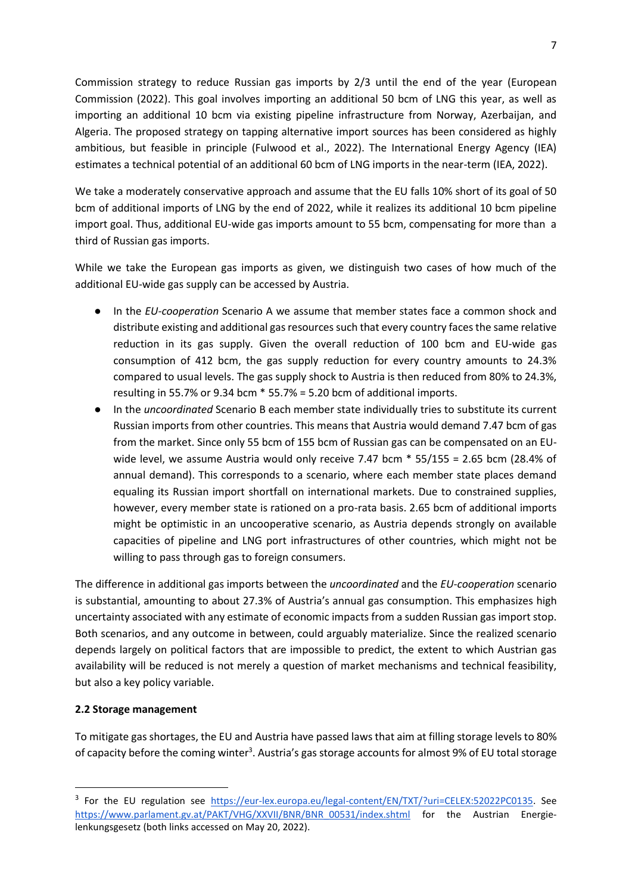Commission strategy to reduce Russian gas imports by 2/3 until the end of the year (European Commission (2022). This goal involves importing an additional 50 bcm of LNG this year, as well as importing an additional 10 bcm via existing pipeline infrastructure from Norway, Azerbaijan, and Algeria. The proposed strategy on tapping alternative import sources has been considered as highly ambitious, but feasible in principle (Fulwood et al., 2022). The International Energy Agency (IEA) estimates a technical potential of an additional 60 bcm of LNG imports in the near-term (IEA, 2022).

We take a moderately conservative approach and assume that the EU falls 10% short of its goal of 50 bcm of additional imports of LNG by the end of 2022, while it realizes its additional 10 bcm pipeline import goal. Thus, additional EU-wide gas imports amount to 55 bcm, compensating for more than a third of Russian gas imports.

While we take the European gas imports as given, we distinguish two cases of how much of the additional EU-wide gas supply can be accessed by Austria.

- In the *EU-cooperation* Scenario A we assume that member states face a common shock and distribute existing and additional gas resources such that every country faces the same relative reduction in its gas supply. Given the overall reduction of 100 bcm and EU-wide gas consumption of 412 bcm, the gas supply reduction for every country amounts to 24.3% compared to usual levels. The gas supply shock to Austria is then reduced from 80% to 24.3%, resulting in 55.7% or 9.34 bcm * 55.7% = 5.20 bcm of additional imports.
- In the *uncoordinated* Scenario B each member state individually tries to substitute its current Russian imports from other countries. This means that Austria would demand 7.47 bcm of gas from the market. Since only 55 bcm of 155 bcm of Russian gas can be compensated on an EU-wide level, we assume Austria would only receive 7.47 bcm * 55/155 = 2.65 bcm (28.4% of annual demand). This corresponds to a scenario, where each member state places demand equaling its Russian import shortfall on international markets. Due to constrained supplies, however, every member state is rationed on a pro-rata basis. 2.65 bcm of additional imports might be optimistic in an uncooperative scenario, as Austria depends strongly on available capacities of pipeline and LNG port infrastructures of other countries, which might not be willing to pass through gas to foreign consumers.

The difference in additional gas imports between the *uncoordinated* and the *EU-cooperation* scenario is substantial, amounting to about 27.3% of Austria's annual gas consumption. This emphasizes high uncertainty associated with any estimate of economic impacts from a sudden Russian gas import stop. Both scenarios, and any outcome in between, could arguably materialize. Since the realized scenario depends largely on political factors that are impossible to predict, the extent to which Austrian gas availability will be reduced is not merely a question of market mechanisms and technical feasibility, but also a key policy variable.

### 2.2 Storage management

To mitigate gas shortages, the EU and Austria have passed laws that aim at filling storage levels to 80% of capacity before the coming winter[3]. Austria's gas storage accounts for almost 9% of EU total storage

[3] For the EU regulation see https://eur-lex.europa.eu/legal-content/EN/TXT/?uri=CELEX:52022PC0135. See https://www.parlament.gv.at/PAKT/VHG/XXVII/BNR/BNR_00531/index.shtml for the Austrian Energielenkungsgesetz (both links accessed on May 20, 2022).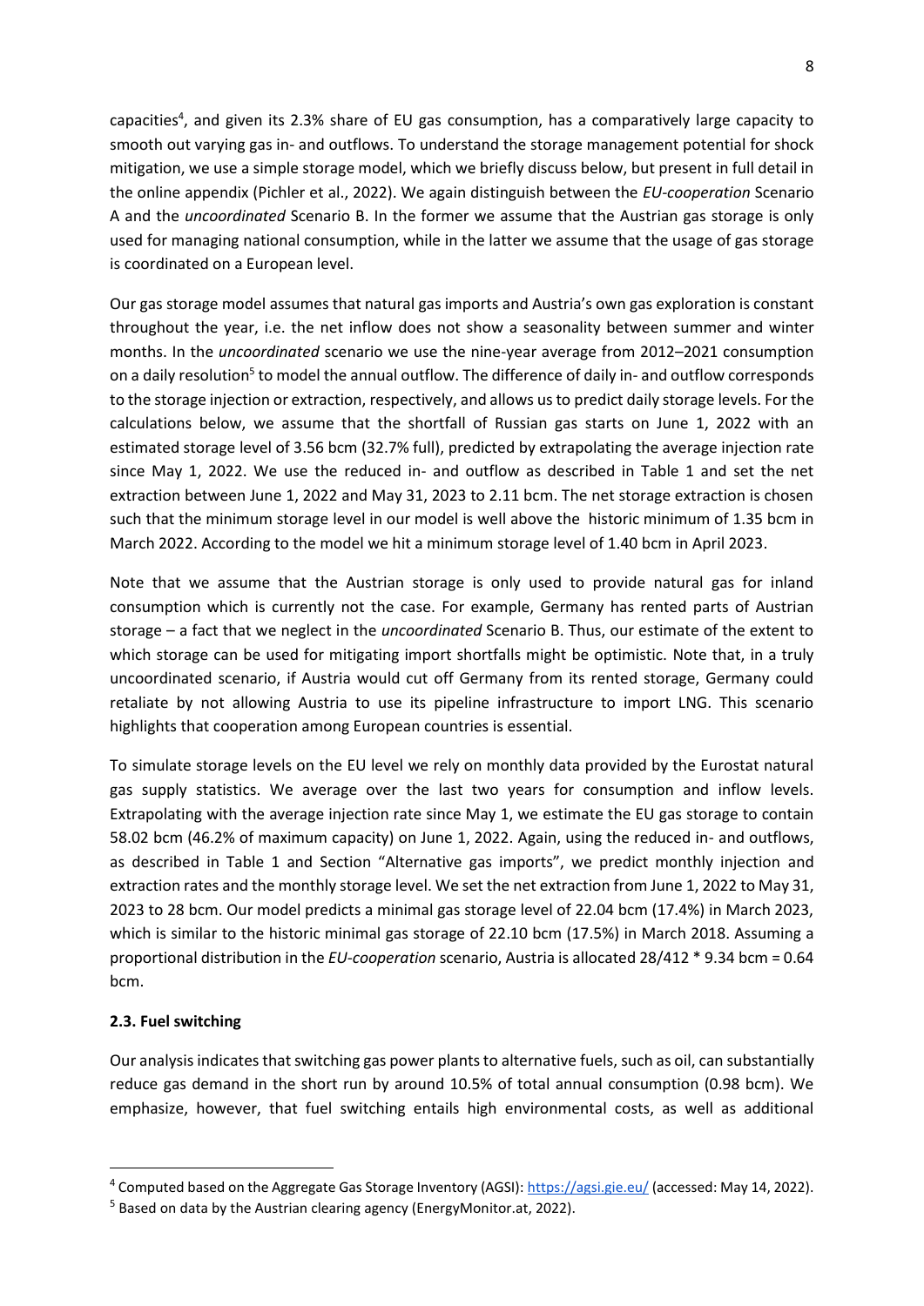capacities[4], and given its 2.3% share of EU gas consumption, has a comparatively large capacity to smooth out varying gas in- and outflows. To understand the storage management potential for shock mitigation, we use a simple storage model, which we briefly discuss below, but present in full detail in the online appendix (Pichler et al., 2022). We again distinguish between the *EU-cooperation* Scenario A and the *uncoordinated* Scenario B. In the former we assume that the Austrian gas storage is only used for managing national consumption, while in the latter we assume that the usage of gas storage is coordinated on a European level.

Our gas storage model assumes that natural gas imports and Austria's own gas exploration is constant throughout the year, i.e. the net inflow does not show a seasonality between summer and winter months. In the *uncoordinated* scenario we use the nine-year average from 2012–2021 consumption on a daily resolution[5] to model the annual outflow. The difference of daily in- and outflow corresponds to the storage injection or extraction, respectively, and allows us to predict daily storage levels. For the calculations below, we assume that the shortfall of Russian gas starts on June 1, 2022 with an estimated storage level of 3.56 bcm (32.7% full), predicted by extrapolating the average injection rate since May 1, 2022. We use the reduced in- and outflow as described in Table 1 and set the net extraction between June 1, 2022 and May 31, 2023 to 2.11 bcm. The net storage extraction is chosen such that the minimum storage level in our model is well above the historic minimum of 1.35 bcm in March 2022. According to the model we hit a minimum storage level of 1.40 bcm in April 2023.

Note that we assume that the Austrian storage is only used to provide natural gas for inland consumption which is currently not the case. For example, Germany has rented parts of Austrian storage – a fact that we neglect in the *uncoordinated* Scenario B. Thus, our estimate of the extent to which storage can be used for mitigating import shortfalls might be optimistic. Note that, in a truly uncoordinated scenario, if Austria would cut off Germany from its rented storage, Germany could retaliate by not allowing Austria to use its pipeline infrastructure to import LNG. This scenario highlights that cooperation among European countries is essential.

To simulate storage levels on the EU level we rely on monthly data provided by the Eurostat natural gas supply statistics. We average over the last two years for consumption and inflow levels. Extrapolating with the average injection rate since May 1, we estimate the EU gas storage to contain 58.02 bcm (46.2% of maximum capacity) on June 1, 2022. Again, using the reduced in- and outflows, as described in Table 1 and Section "Alternative gas imports", we predict monthly injection and extraction rates and the monthly storage level. We set the net extraction from June 1, 2022 to May 31, 2023 to 28 bcm. Our model predicts a minimal gas storage level of 22.04 bcm (17.4%) in March 2023, which is similar to the historic minimal gas storage of 22.10 bcm (17.5%) in March 2018. Assuming a proportional distribution in the *EU-cooperation* scenario, Austria is allocated 28/412 * 9.34 bcm = 0.64 bcm.

### 2.3. Fuel switching

Our analysis indicates that switching gas power plants to alternative fuels, such as oil, can substantially reduce gas demand in the short run by around 10.5% of total annual consumption (0.98 bcm). We emphasize, however, that fuel switching entails high environmental costs, as well as additional

---

[4] Computed based on the Aggregate Gas Storage Inventory (AGSI): https://agsi.gie.eu/ (accessed: May 14, 2022).

[5] Based on data by the Austrian clearing agency (EnergyMonitor.at, 2022).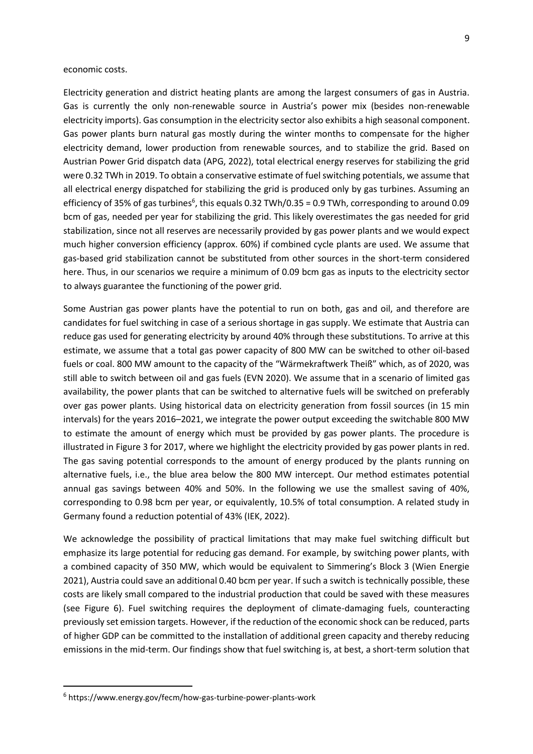economic costs.

Electricity generation and district heating plants are among the largest consumers of gas in Austria. Gas is currently the only non-renewable source in Austria's power mix (besides non-renewable electricity imports). Gas consumption in the electricity sector also exhibits a high seasonal component. Gas power plants burn natural gas mostly during the winter months to compensate for the higher electricity demand, lower production from renewable sources, and to stabilize the grid. Based on Austrian Power Grid dispatch data (APG, 2022), total electrical energy reserves for stabilizing the grid were 0.32 TWh in 2019. To obtain a conservative estimate of fuel switching potentials, we assume that all electrical energy dispatched for stabilizing the grid is produced only by gas turbines. Assuming an efficiency of 35% of gas turbines[6], this equals 0.32 TWh/0.35 = 0.9 TWh, corresponding to around 0.09 bcm of gas, needed per year for stabilizing the grid. This likely overestimates the gas needed for grid stabilization, since not all reserves are necessarily provided by gas power plants and we would expect much higher conversion efficiency (approx. 60%) if combined cycle plants are used. We assume that gas-based grid stabilization cannot be substituted from other sources in the short-term considered here. Thus, in our scenarios we require a minimum of 0.09 bcm gas as inputs to the electricity sector to always guarantee the functioning of the power grid.

Some Austrian gas power plants have the potential to run on both, gas and oil, and therefore are candidates for fuel switching in case of a serious shortage in gas supply. We estimate that Austria can reduce gas used for generating electricity by around 40% through these substitutions. To arrive at this estimate, we assume that a total gas power capacity of 800 MW can be switched to other oil-based fuels or coal. 800 MW amount to the capacity of the "Wärmekraftwerk Theiß" which, as of 2020, was still able to switch between oil and gas fuels (EVN 2020). We assume that in a scenario of limited gas availability, the power plants that can be switched to alternative fuels will be switched on preferably over gas power plants. Using historical data on electricity generation from fossil sources (in 15 min intervals) for the years 2016–2021, we integrate the power output exceeding the switchable 800 MW to estimate the amount of energy which must be provided by gas power plants. The procedure is illustrated in Figure 3 for 2017, where we highlight the electricity provided by gas power plants in red. The gas saving potential corresponds to the amount of energy produced by the plants running on alternative fuels, i.e., the blue area below the 800 MW intercept. Our method estimates potential annual gas savings between 40% and 50%. In the following we use the smallest saving of 40%, corresponding to 0.98 bcm per year, or equivalently, 10.5% of total consumption. A related study in Germany found a reduction potential of 43% (IEK, 2022).

We acknowledge the possibility of practical limitations that may make fuel switching difficult but emphasize its large potential for reducing gas demand. For example, by switching power plants, with a combined capacity of 350 MW, which would be equivalent to Simmering's Block 3 (Wien Energie 2021), Austria could save an additional 0.40 bcm per year. If such a switch is technically possible, these costs are likely small compared to the industrial production that could be saved with these measures (see Figure 6). Fuel switching requires the deployment of climate-damaging fuels, counteracting previously set emission targets. However, if the reduction of the economic shock can be reduced, parts of higher GDP can be committed to the installation of additional green capacity and thereby reducing emissions in the mid-term. Our findings show that fuel switching is, at best, a short-term solution that

[6] https://www.energy.gov/fecm/how-gas-turbine-power-plants-work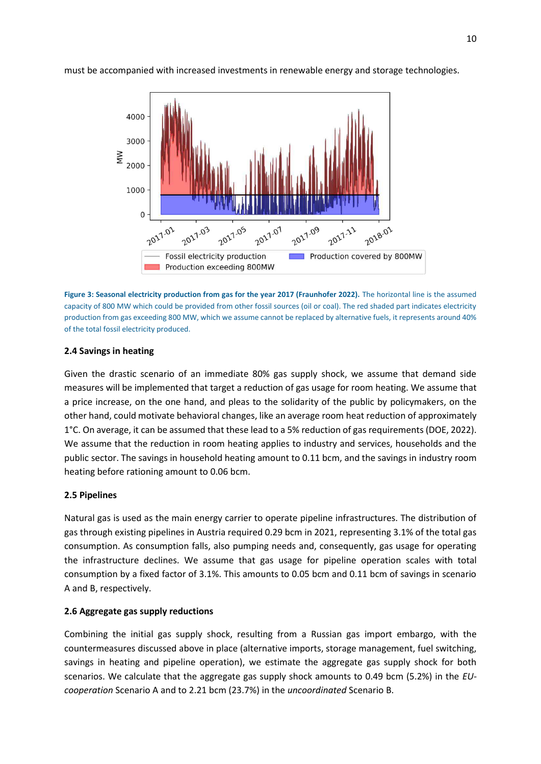must be accompanied with increased investments in renewable energy and storage technologies.

**Figure 3: Seasonal electricity production from gas for the year 2017 (Fraunhofer 2022).** The horizontal line is the assumed capacity of 800 MW which could be provided from other fossil sources (oil or coal). The red shaded part indicates electricity production from gas exceeding 800 MW, which we assume cannot be replaced by alternative fuels, it represents around 40% of the total fossil electricity produced.

### 2.4 Savings in heating

Given the drastic scenario of an immediate 80% gas supply shock, we assume that demand side measures will be implemented that target a reduction of gas usage for room heating. We assume that a price increase, on the one hand, and pleas to the solidarity of the public by policymakers, on the other hand, could motivate behavioral changes, like an average room heat reduction of approximately 1°C. On average, it can be assumed that these lead to a 5% reduction of gas requirements (DOE, 2022). We assume that the reduction in room heating applies to industry and services, households and the public sector. The savings in household heating amount to 0.11 bcm, and the savings in industry room heating before rationing amount to 0.06 bcm.

### 2.5 Pipelines

Natural gas is used as the main energy carrier to operate pipeline infrastructures. The distribution of gas through existing pipelines in Austria required 0.29 bcm in 2021, representing 3.1% of the total gas consumption. As consumption falls, also pumping needs and, consequently, gas usage for operating the infrastructure declines. We assume that gas usage for pipeline operation scales with total consumption by a fixed factor of 3.1%. This amounts to 0.05 bcm and 0.11 bcm of savings in scenario A and B, respectively.

### 2.6 Aggregate gas supply reductions

Combining the initial gas supply shock, resulting from a Russian gas import embargo, with the countermeasures discussed above in place (alternative imports, storage management, fuel switching, savings in heating and pipeline operation), we estimate the aggregate gas supply shock for both scenarios. We calculate that the aggregate gas supply shock amounts to 0.49 bcm (5.2%) in the *EU-cooperation* Scenario A and to 2.21 bcm (23.7%) in the *uncoordinated* Scenario B.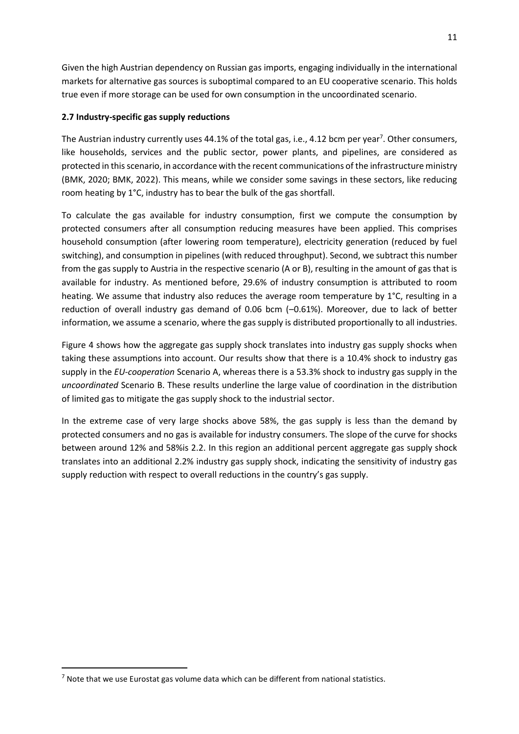Given the high Austrian dependency on Russian gas imports, engaging individually in the international markets for alternative gas sources is suboptimal compared to an EU cooperative scenario. This holds true even if more storage can be used for own consumption in the uncoordinated scenario.

### 2.7 Industry-specific gas supply reductions

The Austrian industry currently uses 44.1% of the total gas, i.e., 4.12 bcm per year[7]. Other consumers, like households, services and the public sector, power plants, and pipelines, are considered as protected in this scenario, in accordance with the recent communications of the infrastructure ministry (BMK, 2020; BMK, 2022). This means, while we consider some savings in these sectors, like reducing room heating by 1°C, industry has to bear the bulk of the gas shortfall.

To calculate the gas available for industry consumption, first we compute the consumption by protected consumers after all consumption reducing measures have been applied. This comprises household consumption (after lowering room temperature), electricity generation (reduced by fuel switching), and consumption in pipelines (with reduced throughput). Second, we subtract this number from the gas supply to Austria in the respective scenario (A or B), resulting in the amount of gas that is available for industry. As mentioned before, 29.6% of industry consumption is attributed to room heating. We assume that industry also reduces the average room temperature by 1°C, resulting in a reduction of overall industry gas demand of 0.06 bcm (–0.61%). Moreover, due to lack of better information, we assume a scenario, where the gas supply is distributed proportionally to all industries.

Figure 4 shows how the aggregate gas supply shock translates into industry gas supply shocks when taking these assumptions into account. Our results show that there is a 10.4% shock to industry gas supply in the *EU-cooperation* Scenario A, whereas there is a 53.3% shock to industry gas supply in the *uncoordinated* Scenario B. These results underline the large value of coordination in the distribution of limited gas to mitigate the gas supply shock to the industrial sector.

In the extreme case of very large shocks above 58%, the gas supply is less than the demand by protected consumers and no gas is available for industry consumers. The slope of the curve for shocks between around 12% and 58%is 2.2. In this region an additional percent aggregate gas supply shock translates into an additional 2.2% industry gas supply shock, indicating the sensitivity of industry gas supply reduction with respect to overall reductions in the country's gas supply.

---

[7] Note that we use Eurostat gas volume data which can be different from national statistics.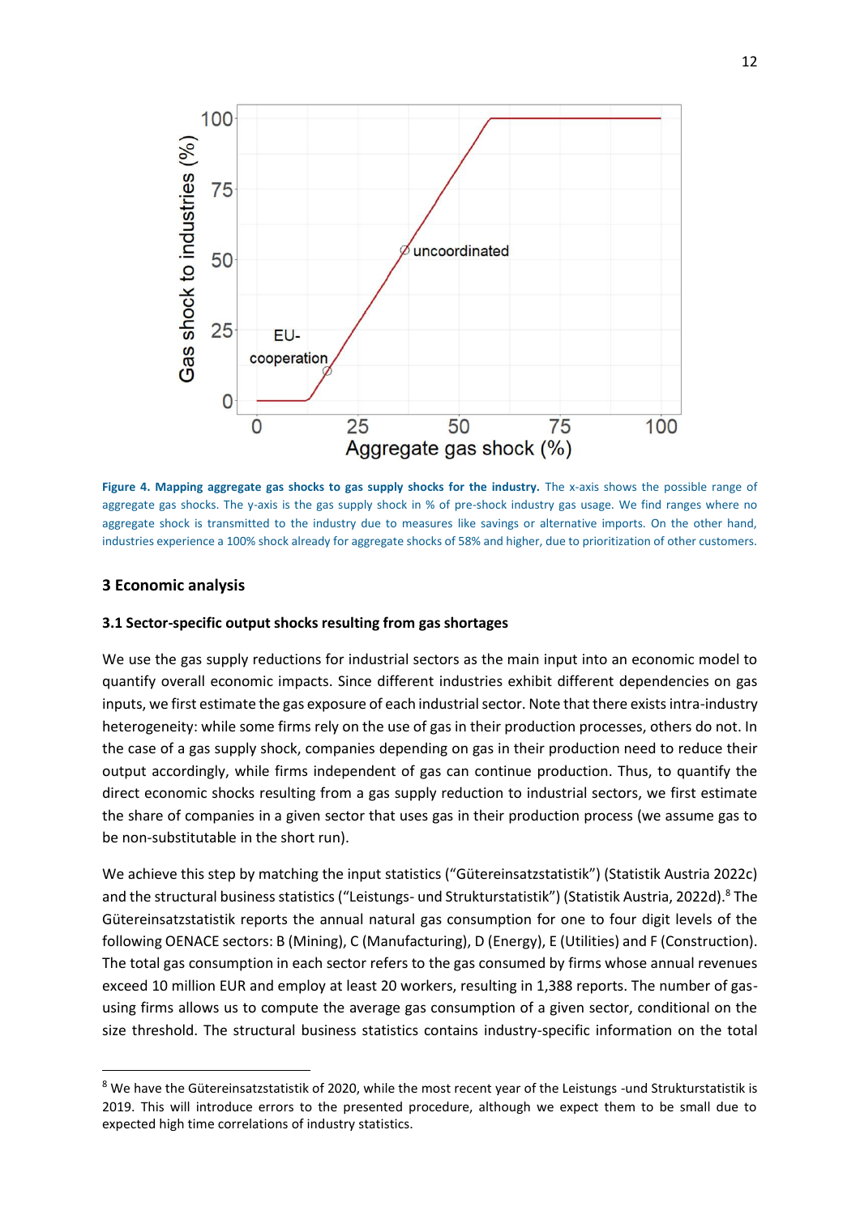**Figure 4. Mapping aggregate gas shocks to gas supply shocks for the industry.** The x-axis shows the possible range of aggregate gas shocks. The y-axis is the gas supply shock in % of pre-shock industry gas usage. We find ranges where no aggregate shock is transmitted to the industry due to measures like savings or alternative imports. On the other hand, industries experience a 100% shock already for aggregate shocks of 58% and higher, due to prioritization of other customers.

## 3 Economic analysis

### 3.1 Sector-specific output shocks resulting from gas shortages

We use the gas supply reductions for industrial sectors as the main input into an economic model to quantify overall economic impacts. Since different industries exhibit different dependencies on gas inputs, we first estimate the gas exposure of each industrial sector. Note that there exists intra-industry heterogeneity: while some firms rely on the use of gas in their production processes, others do not. In the case of a gas supply shock, companies depending on gas in their production need to reduce their output accordingly, while firms independent of gas can continue production. Thus, to quantify the direct economic shocks resulting from a gas supply reduction to industrial sectors, we first estimate the share of companies in a given sector that uses gas in their production process (we assume gas to be non-substitutable in the short run).

We achieve this step by matching the input statistics ("Gütereinsatzstatistik") (Statistik Austria 2022c) and the structural business statistics ("Leistungs- und Strukturstatistik") (Statistik Austria, 2022d).[8] The Gütereinsatzstatistik reports the annual natural gas consumption for one to four digit levels of the following OENACE sectors: B (Mining), C (Manufacturing), D (Energy), E (Utilities) and F (Construction). The total gas consumption in each sector refers to the gas consumed by firms whose annual revenues exceed 10 million EUR and employ at least 20 workers, resulting in 1,388 reports. The number of gas-using firms allows us to compute the average gas consumption of a given sector, conditional on the size threshold. The structural business statistics contains industry-specific information on the total

[8] We have the Gütereinsatzstatistik of 2020, while the most recent year of the Leistungs -und Strukturstatistik is 2019. This will introduce errors to the presented procedure, although we expect them to be small due to expected high time correlations of industry statistics.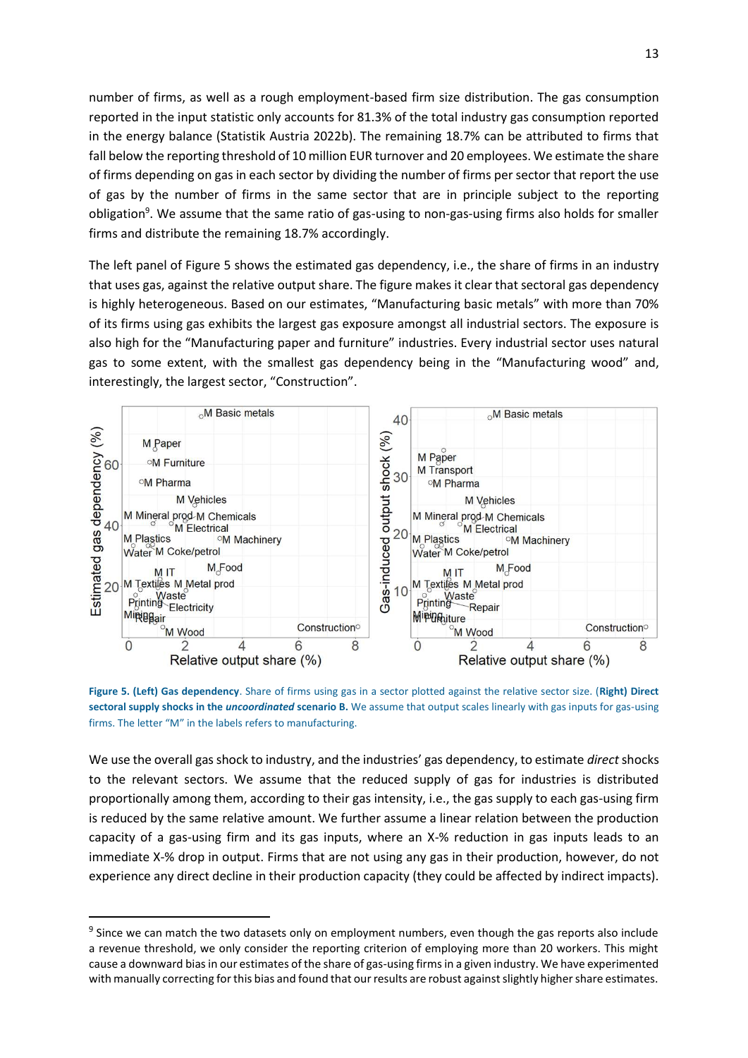number of firms, as well as a rough employment-based firm size distribution. The gas consumption reported in the input statistic only accounts for 81.3% of the total industry gas consumption reported in the energy balance (Statistik Austria 2022b). The remaining 18.7% can be attributed to firms that fall below the reporting threshold of 10 million EUR turnover and 20 employees. We estimate the share of firms depending on gas in each sector by dividing the number of firms per sector that report the use of gas by the number of firms in the same sector that are in principle subject to the reporting obligation[9]. We assume that the same ratio of gas-using to non-gas-using firms also holds for smaller firms and distribute the remaining 18.7% accordingly.

The left panel of Figure 5 shows the estimated gas dependency, i.e., the share of firms in an industry that uses gas, against the relative output share. The figure makes it clear that sectoral gas dependency is highly heterogeneous. Based on our estimates, "Manufacturing basic metals" with more than 70% of its firms using gas exhibits the largest gas exposure amongst all industrial sectors. The exposure is also high for the "Manufacturing paper and furniture" industries. Every industrial sector uses natural gas to some extent, with the smallest gas dependency being in the "Manufacturing wood" and, interestingly, the largest sector, "Construction".

**Figure 5. (Left) Gas dependency**. Share of firms using gas in a sector plotted against the relative sector size. (**Right**) **Direct sectoral supply shocks in the *uncoordinated* scenario B.** We assume that output scales linearly with gas inputs for gas-using firms. The letter "M" in the labels refers to manufacturing.

We use the overall gas shock to industry, and the industries' gas dependency, to estimate *direct* shocks to the relevant sectors. We assume that the reduced supply of gas for industries is distributed proportionally among them, according to their gas intensity, i.e., the gas supply to each gas-using firm is reduced by the same relative amount. We further assume a linear relation between the production capacity of a gas-using firm and its gas inputs, where an X-% reduction in gas inputs leads to an immediate X-% drop in output. Firms that are not using any gas in their production, however, do not experience any direct decline in their production capacity (they could be affected by indirect impacts).

[9] Since we can match the two datasets only on employment numbers, even though the gas reports also include a revenue threshold, we only consider the reporting criterion of employing more than 20 workers. This might cause a downward bias in our estimates of the share of gas-using firms in a given industry. We have experimented with manually correcting for this bias and found that our results are robust against slightly higher share estimates.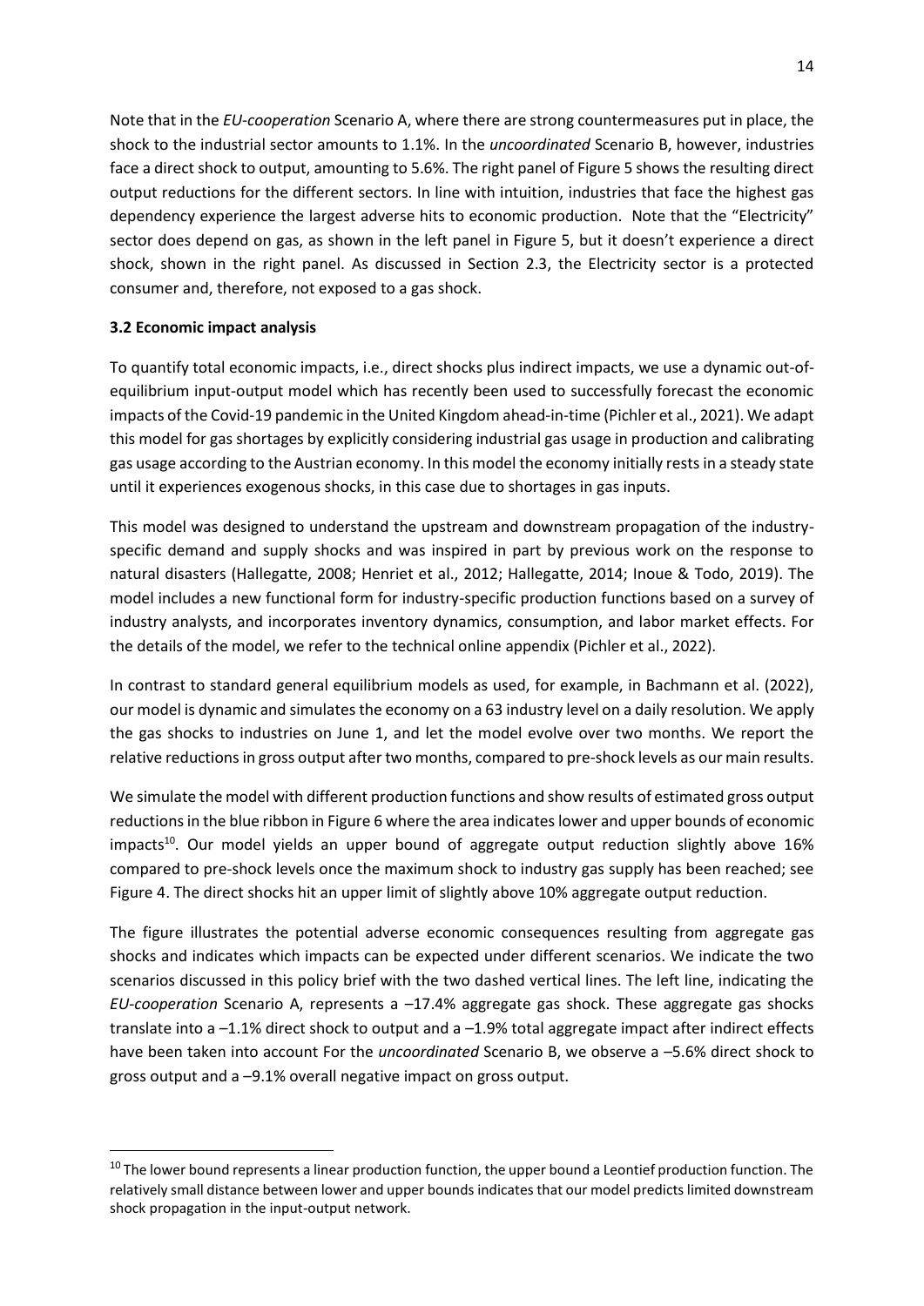Note that in the *EU-cooperation* Scenario A, where there are strong countermeasures put in place, the shock to the industrial sector amounts to 1.1%. In the *uncoordinated* Scenario B, however, industries face a direct shock to output, amounting to 5.6%. The right panel of Figure 5 shows the resulting direct output reductions for the different sectors. In line with intuition, industries that face the highest gas dependency experience the largest adverse hits to economic production. Note that the "Electricity" sector does depend on gas, as shown in the left panel in Figure 5, but it doesn't experience a direct shock, shown in the right panel. As discussed in Section 2.3, the Electricity sector is a protected consumer and, therefore, not exposed to a gas shock.

### 3.2 Economic impact analysis

To quantify total economic impacts, i.e., direct shocks plus indirect impacts, we use a dynamic out-of-equilibrium input-output model which has recently been used to successfully forecast the economic impacts of the Covid-19 pandemic in the United Kingdom ahead-in-time (Pichler et al., 2021). We adapt this model for gas shortages by explicitly considering industrial gas usage in production and calibrating gas usage according to the Austrian economy. In this model the economy initially rests in a steady state until it experiences exogenous shocks, in this case due to shortages in gas inputs.

This model was designed to understand the upstream and downstream propagation of the industry-specific demand and supply shocks and was inspired in part by previous work on the response to natural disasters (Hallegatte, 2008; Henriet et al., 2012; Hallegatte, 2014; Inoue & Todo, 2019). The model includes a new functional form for industry-specific production functions based on a survey of industry analysts, and incorporates inventory dynamics, consumption, and labor market effects. For the details of the model, we refer to the technical online appendix (Pichler et al., 2022).

In contrast to standard general equilibrium models as used, for example, in Bachmann et al. (2022), our model is dynamic and simulates the economy on a 63 industry level on a daily resolution. We apply the gas shocks to industries on June 1, and let the model evolve over two months. We report the relative reductions in gross output after two months, compared to pre-shock levels as our main results.

We simulate the model with different production functions and show results of estimated gross output reductions in the blue ribbon in Figure 6 where the area indicates lower and upper bounds of economic impacts[10]. Our model yields an upper bound of aggregate output reduction slightly above 16% compared to pre-shock levels once the maximum shock to industry gas supply has been reached; see Figure 4. The direct shocks hit an upper limit of slightly above 10% aggregate output reduction.

The figure illustrates the potential adverse economic consequences resulting from aggregate gas shocks and indicates which impacts can be expected under different scenarios. We indicate the two scenarios discussed in this policy brief with the two dashed vertical lines. The left line, indicating the *EU-cooperation* Scenario A, represents a –17.4% aggregate gas shock. These aggregate gas shocks translate into a –1.1% direct shock to output and a –1.9% total aggregate impact after indirect effects have been taken into account For the *uncoordinated* Scenario B, we observe a –5.6% direct shock to gross output and a –9.1% overall negative impact on gross output.

---

[10] The lower bound represents a linear production function, the upper bound a Leontief production function. The relatively small distance between lower and upper bounds indicates that our model predicts limited downstream shock propagation in the input-output network.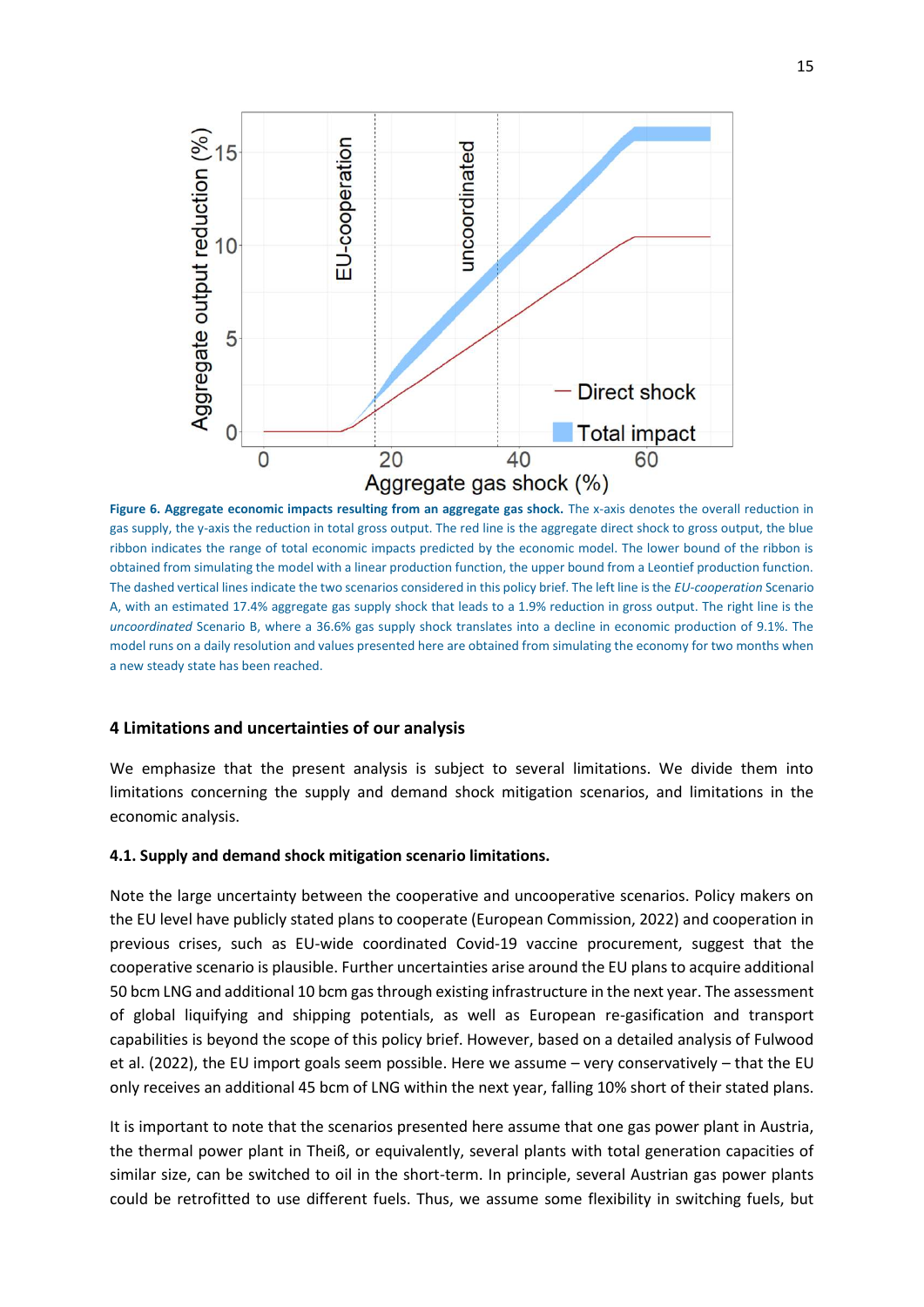**Figure 6. Aggregate economic impacts resulting from an aggregate gas shock.** The x-axis denotes the overall reduction in gas supply, the y-axis the reduction in total gross output. The red line is the aggregate direct shock to gross output, the blue ribbon indicates the range of total economic impacts predicted by the economic model. The lower bound of the ribbon is obtained from simulating the model with a linear production function, the upper bound from a Leontief production function. The dashed vertical lines indicate the two scenarios considered in this policy brief. The left line is the *EU-cooperation* Scenario A, with an estimated 17.4% aggregate gas supply shock that leads to a 1.9% reduction in gross output. The right line is the *uncoordinated* Scenario B, where a 36.6% gas supply shock translates into a decline in economic production of 9.1%. The model runs on a daily resolution and values presented here are obtained from simulating the economy for two months when a new steady state has been reached.

## 4 Limitations and uncertainties of our analysis

We emphasize that the present analysis is subject to several limitations. We divide them into limitations concerning the supply and demand shock mitigation scenarios, and limitations in the economic analysis.

### 4.1. Supply and demand shock mitigation scenario limitations.

Note the large uncertainty between the cooperative and uncooperative scenarios. Policy makers on the EU level have publicly stated plans to cooperate (European Commission, 2022) and cooperation in previous crises, such as EU-wide coordinated Covid-19 vaccine procurement, suggest that the cooperative scenario is plausible. Further uncertainties arise around the EU plans to acquire additional 50 bcm LNG and additional 10 bcm gas through existing infrastructure in the next year. The assessment of global liquifying and shipping potentials, as well as European re-gasification and transport capabilities is beyond the scope of this policy brief. However, based on a detailed analysis of Fulwood et al. (2022), the EU import goals seem possible. Here we assume – very conservatively – that the EU only receives an additional 45 bcm of LNG within the next year, falling 10% short of their stated plans.

It is important to note that the scenarios presented here assume that one gas power plant in Austria, the thermal power plant in Theiß, or equivalently, several plants with total generation capacities of similar size, can be switched to oil in the short-term. In principle, several Austrian gas power plants could be retrofitted to use different fuels. Thus, we assume some flexibility in switching fuels, but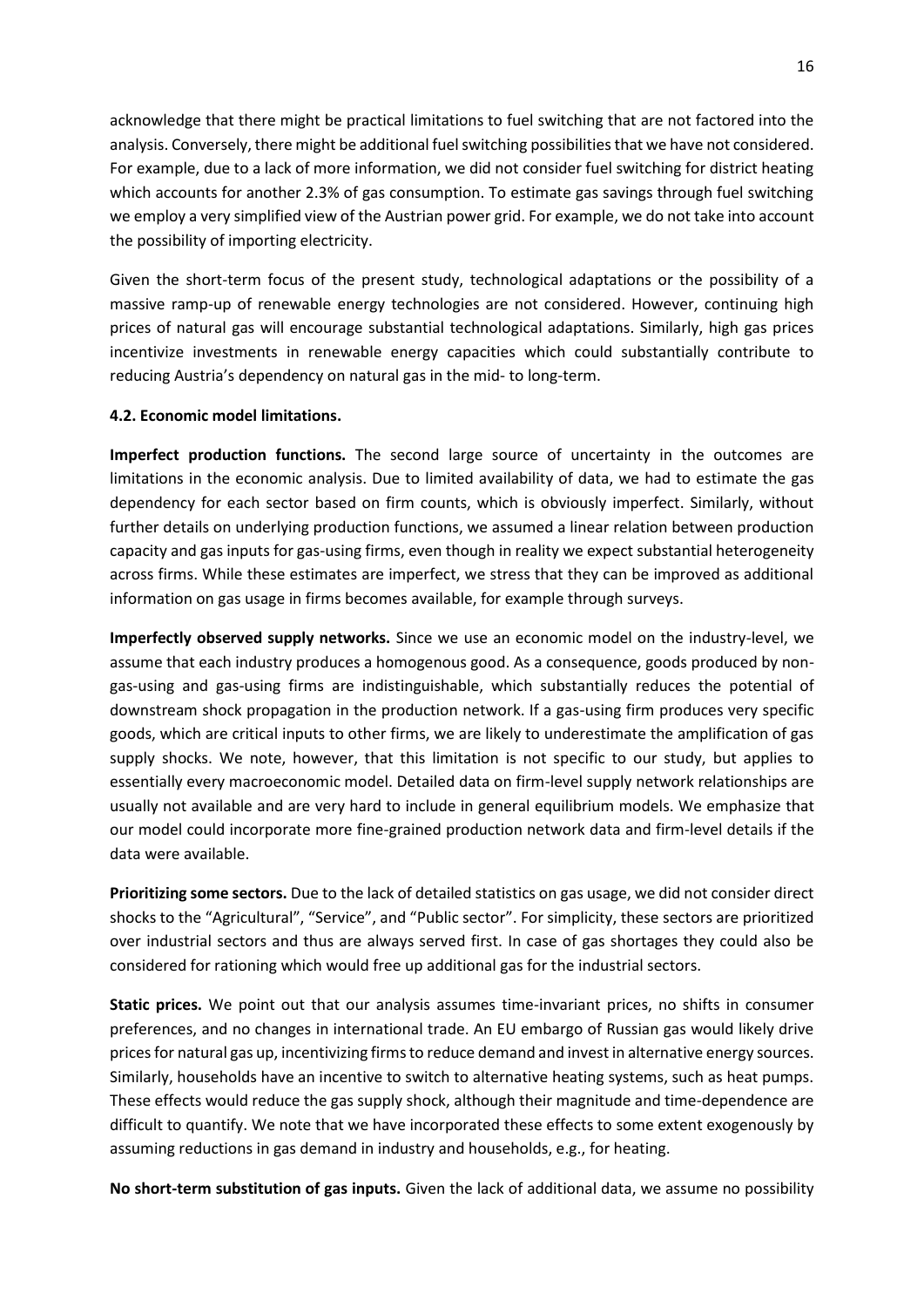acknowledge that there might be practical limitations to fuel switching that are not factored into the analysis. Conversely, there might be additional fuel switching possibilities that we have not considered. For example, due to a lack of more information, we did not consider fuel switching for district heating which accounts for another 2.3% of gas consumption. To estimate gas savings through fuel switching we employ a very simplified view of the Austrian power grid. For example, we do not take into account the possibility of importing electricity.

Given the short-term focus of the present study, technological adaptations or the possibility of a massive ramp-up of renewable energy technologies are not considered. However, continuing high prices of natural gas will encourage substantial technological adaptations. Similarly, high gas prices incentivize investments in renewable energy capacities which could substantially contribute to reducing Austria's dependency on natural gas in the mid- to long-term.

### 4.2. Economic model limitations.

**Imperfect production functions.** The second large source of uncertainty in the outcomes are limitations in the economic analysis. Due to limited availability of data, we had to estimate the gas dependency for each sector based on firm counts, which is obviously imperfect. Similarly, without further details on underlying production functions, we assumed a linear relation between production capacity and gas inputs for gas-using firms, even though in reality we expect substantial heterogeneity across firms. While these estimates are imperfect, we stress that they can be improved as additional information on gas usage in firms becomes available, for example through surveys.

**Imperfectly observed supply networks.** Since we use an economic model on the industry-level, we assume that each industry produces a homogenous good. As a consequence, goods produced by non-gas-using and gas-using firms are indistinguishable, which substantially reduces the potential of downstream shock propagation in the production network. If a gas-using firm produces very specific goods, which are critical inputs to other firms, we are likely to underestimate the amplification of gas supply shocks. We note, however, that this limitation is not specific to our study, but applies to essentially every macroeconomic model. Detailed data on firm-level supply network relationships are usually not available and are very hard to include in general equilibrium models. We emphasize that our model could incorporate more fine-grained production network data and firm-level details if the data were available.

**Prioritizing some sectors.** Due to the lack of detailed statistics on gas usage, we did not consider direct shocks to the "Agricultural", "Service", and "Public sector". For simplicity, these sectors are prioritized over industrial sectors and thus are always served first. In case of gas shortages they could also be considered for rationing which would free up additional gas for the industrial sectors.

**Static prices.** We point out that our analysis assumes time-invariant prices, no shifts in consumer preferences, and no changes in international trade. An EU embargo of Russian gas would likely drive prices for natural gas up, incentivizing firms to reduce demand and invest in alternative energy sources. Similarly, households have an incentive to switch to alternative heating systems, such as heat pumps. These effects would reduce the gas supply shock, although their magnitude and time-dependence are difficult to quantify. We note that we have incorporated these effects to some extent exogenously by assuming reductions in gas demand in industry and households, e.g., for heating.

**No short-term substitution of gas inputs.** Given the lack of additional data, we assume no possibility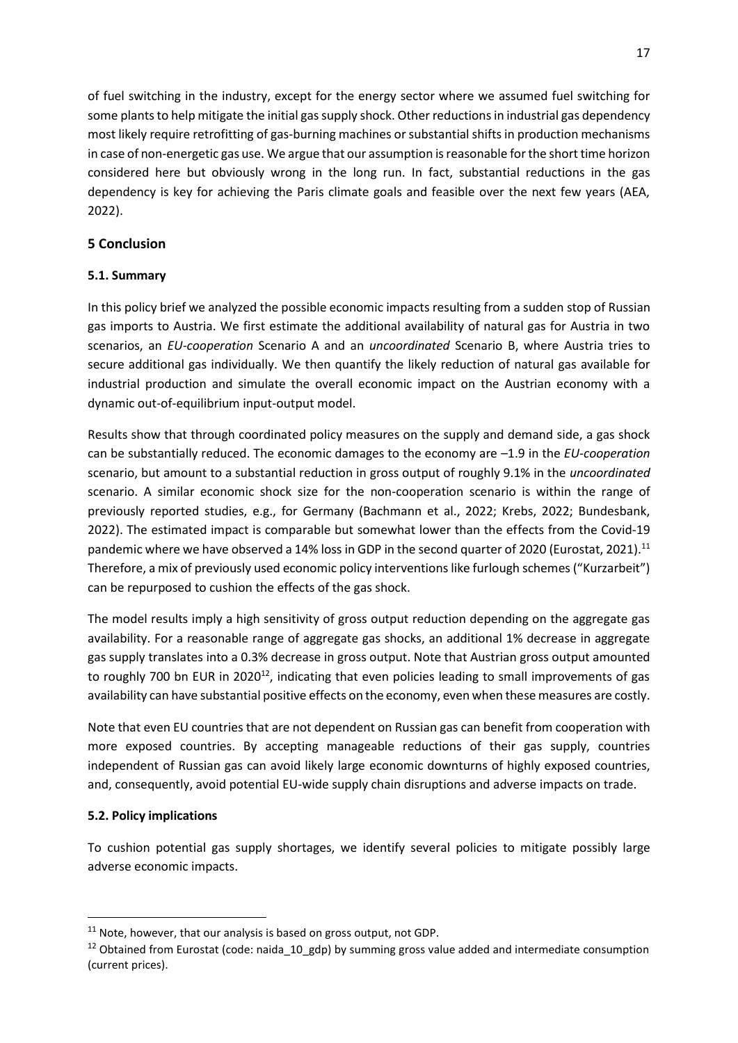of fuel switching in the industry, except for the energy sector where we assumed fuel switching for some plants to help mitigate the initial gas supply shock. Other reductions in industrial gas dependency most likely require retrofitting of gas-burning machines or substantial shifts in production mechanisms in case of non-energetic gas use. We argue that our assumption is reasonable for the short time horizon considered here but obviously wrong in the long run. In fact, substantial reductions in the gas dependency is key for achieving the Paris climate goals and feasible over the next few years (AEA, 2022).

## 5 Conclusion

### 5.1. Summary

In this policy brief we analyzed the possible economic impacts resulting from a sudden stop of Russian gas imports to Austria. We first estimate the additional availability of natural gas for Austria in two scenarios, an *EU-cooperation* Scenario A and an *uncoordinated* Scenario B, where Austria tries to secure additional gas individually. We then quantify the likely reduction of natural gas available for industrial production and simulate the overall economic impact on the Austrian economy with a dynamic out-of-equilibrium input-output model.

Results show that through coordinated policy measures on the supply and demand side, a gas shock can be substantially reduced. The economic damages to the economy are –1.9 in the *EU-cooperation* scenario, but amount to a substantial reduction in gross output of roughly 9.1% in the *uncoordinated* scenario. A similar economic shock size for the non-cooperation scenario is within the range of previously reported studies, e.g., for Germany (Bachmann et al., 2022; Krebs, 2022; Bundesbank, 2022). The estimated impact is comparable but somewhat lower than the effects from the Covid-19 pandemic where we have observed a 14% loss in GDP in the second quarter of 2020 (Eurostat, 2021).[11] Therefore, a mix of previously used economic policy interventions like furlough schemes ("Kurzarbeit") can be repurposed to cushion the effects of the gas shock.

The model results imply a high sensitivity of gross output reduction depending on the aggregate gas availability. For a reasonable range of aggregate gas shocks, an additional 1% decrease in aggregate gas supply translates into a 0.3% decrease in gross output. Note that Austrian gross output amounted to roughly 700 bn EUR in 2020[12], indicating that even policies leading to small improvements of gas availability can have substantial positive effects on the economy, even when these measures are costly.

Note that even EU countries that are not dependent on Russian gas can benefit from cooperation with more exposed countries. By accepting manageable reductions of their gas supply, countries independent of Russian gas can avoid likely large economic downturns of highly exposed countries, and, consequently, avoid potential EU-wide supply chain disruptions and adverse impacts on trade.

### 5.2. Policy implications

To cushion potential gas supply shortages, we identify several policies to mitigate possibly large adverse economic impacts.

[11] Note, however, that our analysis is based on gross output, not GDP.

[12] Obtained from Eurostat (code: naida_10_gdp) by summing gross value added and intermediate consumption (current prices).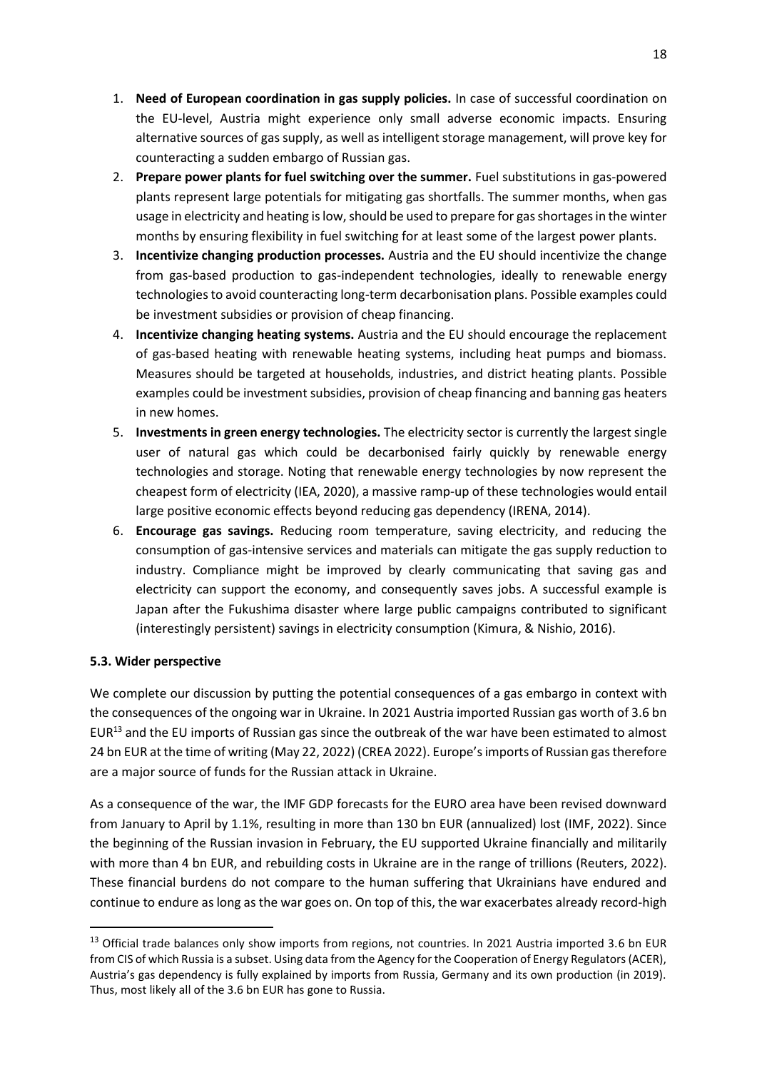1. **Need of European coordination in gas supply policies.** In case of successful coordination on the EU-level, Austria might experience only small adverse economic impacts. Ensuring alternative sources of gas supply, as well as intelligent storage management, will prove key for counteracting a sudden embargo of Russian gas.
2. **Prepare power plants for fuel switching over the summer.** Fuel substitutions in gas-powered plants represent large potentials for mitigating gas shortfalls. The summer months, when gas usage in electricity and heating is low, should be used to prepare for gas shortages in the winter months by ensuring flexibility in fuel switching for at least some of the largest power plants.
3. **Incentivize changing production processes.** Austria and the EU should incentivize the change from gas-based production to gas-independent technologies, ideally to renewable energy technologies to avoid counteracting long-term decarbonisation plans. Possible examples could be investment subsidies or provision of cheap financing.
4. **Incentivize changing heating systems.** Austria and the EU should encourage the replacement of gas-based heating with renewable heating systems, including heat pumps and biomass. Measures should be targeted at households, industries, and district heating plants. Possible examples could be investment subsidies, provision of cheap financing and banning gas heaters in new homes.
5. **Investments in green energy technologies.** The electricity sector is currently the largest single user of natural gas which could be decarbonised fairly quickly by renewable energy technologies and storage. Noting that renewable energy technologies by now represent the cheapest form of electricity (IEA, 2020), a massive ramp-up of these technologies would entail large positive economic effects beyond reducing gas dependency (IRENA, 2014).
6. **Encourage gas savings.** Reducing room temperature, saving electricity, and reducing the consumption of gas-intensive services and materials can mitigate the gas supply reduction to industry. Compliance might be improved by clearly communicating that saving gas and electricity can support the economy, and consequently saves jobs. A successful example is Japan after the Fukushima disaster where large public campaigns contributed to significant (interestingly persistent) savings in electricity consumption (Kimura, & Nishio, 2016).

### 5.3. Wider perspective

We complete our discussion by putting the potential consequences of a gas embargo in context with the consequences of the ongoing war in Ukraine. In 2021 Austria imported Russian gas worth of 3.6 bn EUR[13] and the EU imports of Russian gas since the outbreak of the war have been estimated to almost 24 bn EUR at the time of writing (May 22, 2022) (CREA 2022). Europe's imports of Russian gas therefore are a major source of funds for the Russian attack in Ukraine.

As a consequence of the war, the IMF GDP forecasts for the EURO area have been revised downward from January to April by 1.1%, resulting in more than 130 bn EUR (annualized) lost (IMF, 2022). Since the beginning of the Russian invasion in February, the EU supported Ukraine financially and militarily with more than 4 bn EUR, and rebuilding costs in Ukraine are in the range of trillions (Reuters, 2022). These financial burdens do not compare to the human suffering that Ukrainians have endured and continue to endure as long as the war goes on. On top of this, the war exacerbates already record-high

[13] Official trade balances only show imports from regions, not countries. In 2021 Austria imported 3.6 bn EUR from CIS of which Russia is a subset. Using data from the Agency for the Cooperation of Energy Regulators (ACER), Austria's gas dependency is fully explained by imports from Russia, Germany and its own production (in 2019). Thus, most likely all of the 3.6 bn EUR has gone to Russia.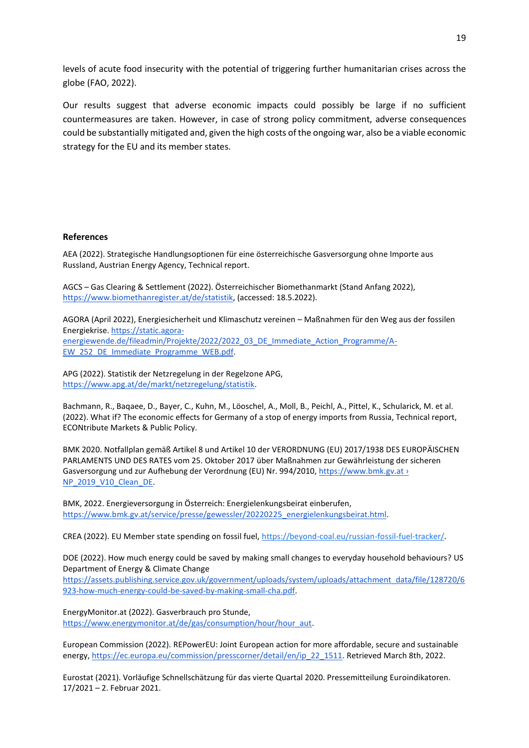levels of acute food insecurity with the potential of triggering further humanitarian crises across the globe (FAO, 2022).

Our results suggest that adverse economic impacts could possibly be large if no sufficient countermeasures are taken. However, in case of strong policy commitment, adverse consequences could be substantially mitigated and, given the high costs of the ongoing war, also be a viable economic strategy for the EU and its member states.

## References

AEA (2022). Strategische Handlungsoptionen für eine österreichische Gasversorgung ohne Importe aus Russland, Austrian Energy Agency, Technical report.

AGCS – Gas Clearing & Settlement (2022). Österreichischer Biomethanmarkt (Stand Anfang 2022), https://www.biomethanregister.at/de/statistik, (accessed: 18.5.2022).

AGORA (April 2022), Energiesicherheit und Klimaschutz vereinen – Maßnahmen für den Weg aus der fossilen Energiekrise. https://static.agora-energiewende.de/fileadmin/Projekte/2022/2022_03_DE_Immediate_Action_Programme/A-EW_252_DE_Immediate_Programme_WEB.pdf.

APG (2022). Statistik der Netzregelung in der Regelzone APG, https://www.apg.at/de/markt/netzregelung/statistik.

Bachmann, R., Baqaee, D., Bayer, C., Kuhn, M., Löoschel, A., Moll, B., Peichl, A., Pittel, K., Schularick, M. et al. (2022). What if? The economic effects for Germany of a stop of energy imports from Russia, Technical report, ECONtribute Markets & Public Policy.

BMK 2020. Notfallplan gemäß Artikel 8 und Artikel 10 der VERORDNUNG (EU) 2017/1938 DES EUROPÄISCHEN PARLAMENTS UND DES RATES vom 25. Oktober 2017 über Maßnahmen zur Gewährleistung der sicheren Gasversorgung und zur Aufhebung der Verordnung (EU) Nr. 994/2010, https://www.bmk.gv.at › NP_2019_V10_Clean_DE.

BMK, 2022. Energieversorgung in Österreich: Energielenkungsbeirat einberufen, https://www.bmk.gv.at/service/presse/gewessler/20220225_energielenkungsbeirat.html.

CREA (2022). EU Member state spending on fossil fuel, https://beyond-coal.eu/russian-fossil-fuel-tracker/.

DOE (2022). How much energy could be saved by making small changes to everyday household behaviours? US Department of Energy & Climate Change https://assets.publishing.service.gov.uk/government/uploads/system/uploads/attachment_data/file/128720/6923-how-much-energy-could-be-saved-by-making-small-cha.pdf.

EnergyMonitor.at (2022). Gasverbrauch pro Stunde, https://www.energymonitor.at/de/gas/consumption/hour/hour_aut.

European Commission (2022). REPowerEU: Joint European action for more affordable, secure and sustainable energy, https://ec.europa.eu/commission/presscorner/detail/en/ip_22_1511. Retrieved March 8th, 2022.

Eurostat (2021). Vorläufige Schnellschätzung für das vierte Quartal 2020. Pressemitteilung Euroindikatoren. 17/2021 – 2. Februar 2021.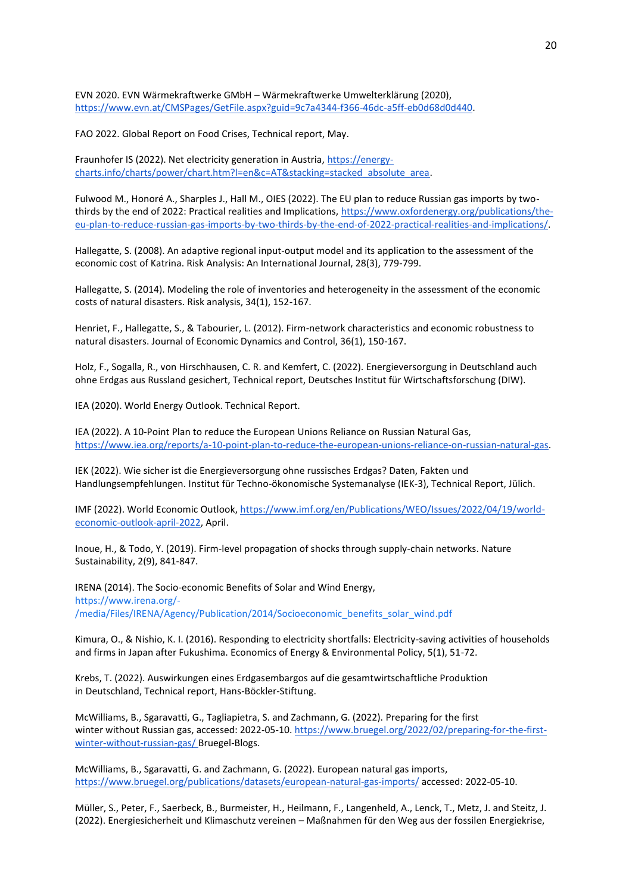EVN 2020. EVN Wärmekraftwerke GmbH – Wärmekraftwerke Umwelterklärung (2020), https://www.evn.at/CMSPages/GetFile.aspx?guid=9c7a4344-f366-46dc-a5ff-eb0d68d0d440.

FAO 2022. Global Report on Food Crises, Technical report, May.

Fraunhofer IS (2022). Net electricity generation in Austria, https://energy-charts.info/charts/power/chart.htm?l=en&c=AT&stacking=stacked_absolute_area.

Fulwood M., Honoré A., Sharples J., Hall M., OIES (2022). The EU plan to reduce Russian gas imports by two-thirds by the end of 2022: Practical realities and Implications, https://www.oxfordenergy.org/publications/the-eu-plan-to-reduce-russian-gas-imports-by-two-thirds-by-the-end-of-2022-practical-realities-and-implications/.

Hallegatte, S. (2008). An adaptive regional input-output model and its application to the assessment of the economic cost of Katrina. Risk Analysis: An International Journal, 28(3), 779-799.

Hallegatte, S. (2014). Modeling the role of inventories and heterogeneity in the assessment of the economic costs of natural disasters. Risk analysis, 34(1), 152-167.

Henriet, F., Hallegatte, S., & Tabourier, L. (2012). Firm-network characteristics and economic robustness to natural disasters. Journal of Economic Dynamics and Control, 36(1), 150-167.

Holz, F., Sogalla, R., von Hirschhausen, C. R. and Kemfert, C. (2022). Energieversorgung in Deutschland auch ohne Erdgas aus Russland gesichert, Technical report, Deutsches Institut für Wirtschaftsforschung (DIW).

IEA (2020). World Energy Outlook. Technical Report.

IEA (2022). A 10-Point Plan to reduce the European Unions Reliance on Russian Natural Gas, https://www.iea.org/reports/a-10-point-plan-to-reduce-the-european-unions-reliance-on-russian-natural-gas.

IEK (2022). Wie sicher ist die Energieversorgung ohne russisches Erdgas? Daten, Fakten und Handlungsempfehlungen. Institut für Techno-ökonomische Systemanalyse (IEK-3), Technical Report, Jülich.

IMF (2022). World Economic Outlook, https://www.imf.org/en/Publications/WEO/Issues/2022/04/19/world-economic-outlook-april-2022, April.

Inoue, H., & Todo, Y. (2019). Firm-level propagation of shocks through supply-chain networks. Nature Sustainability, 2(9), 841-847.

IRENA (2014). The Socio-economic Benefits of Solar and Wind Energy, https://www.irena.org/-/media/Files/IRENA/Agency/Publication/2014/Socioeconomic_benefits_solar_wind.pdf

Kimura, O., & Nishio, K. I. (2016). Responding to electricity shortfalls: Electricity-saving activities of households and firms in Japan after Fukushima. Economics of Energy & Environmental Policy, 5(1), 51-72.

Krebs, T. (2022). Auswirkungen eines Erdgasembargos auf die gesamtwirtschaftliche Produktion in Deutschland, Technical report, Hans-Böckler-Stiftung.

McWilliams, B., Sgaravatti, G., Tagliapietra, S. and Zachmann, G. (2022). Preparing for the first winter without Russian gas, accessed: 2022-05-10. https://www.bruegel.org/2022/02/preparing-for-the-first-winter-without-russian-gas/ Bruegel-Blogs.

McWilliams, B., Sgaravatti, G. and Zachmann, G. (2022). European natural gas imports, https://www.bruegel.org/publications/datasets/european-natural-gas-imports/ accessed: 2022-05-10.

Müller, S., Peter, F., Saerbeck, B., Burmeister, H., Heilmann, F., Langenheld, A., Lenck, T., Metz, J. and Steitz, J. (2022). Energiesicherheit und Klimaschutz vereinen – Maßnahmen für den Weg aus der fossilen Energiekrise,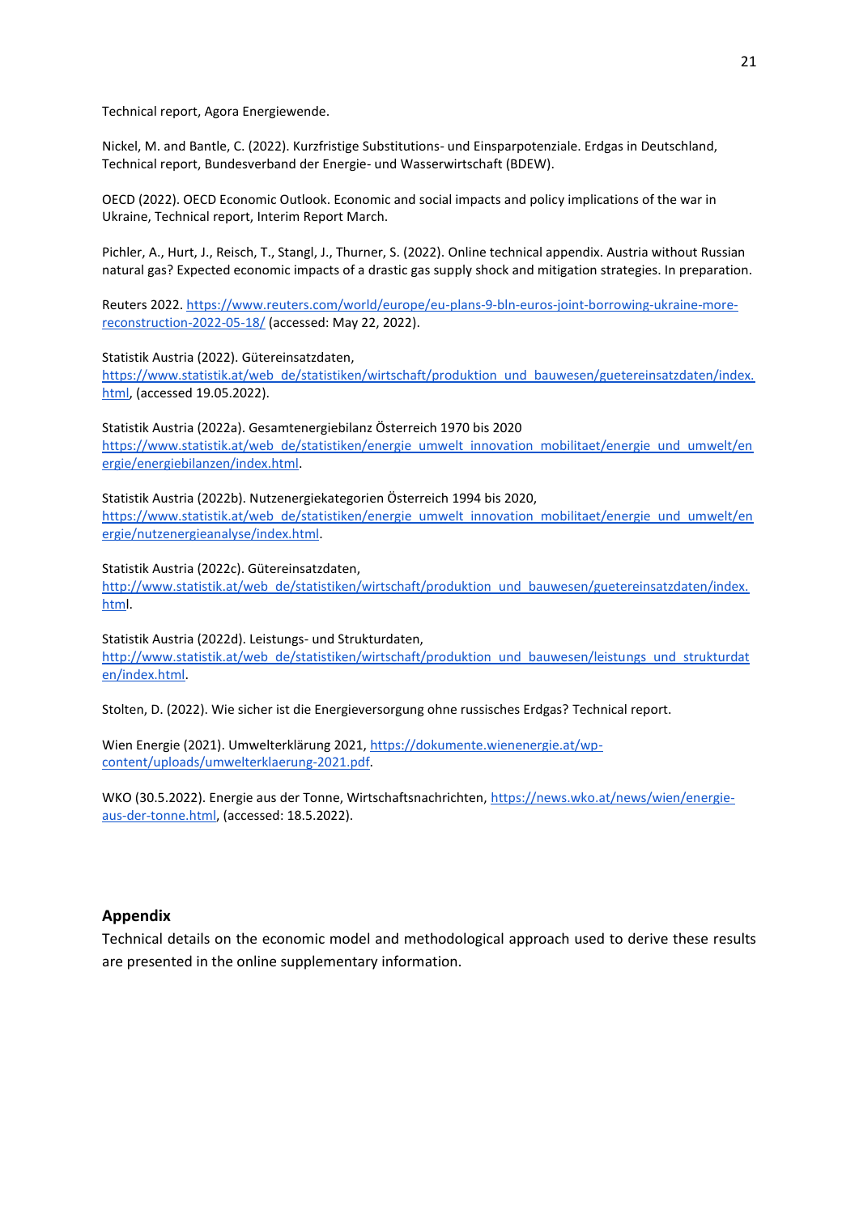Technical report, Agora Energiewende.

Nickel, M. and Bantle, C. (2022). Kurzfristige Substitutions- und Einsparpotenziale. Erdgas in Deutschland, Technical report, Bundesverband der Energie- und Wasserwirtschaft (BDEW).

OECD (2022). OECD Economic Outlook. Economic and social impacts and policy implications of the war in Ukraine, Technical report, Interim Report March.

Pichler, A., Hurt, J., Reisch, T., Stangl, J., Thurner, S. (2022). Online technical appendix. Austria without Russian natural gas? Expected economic impacts of a drastic gas supply shock and mitigation strategies. In preparation.

Reuters 2022. https://www.reuters.com/world/europe/eu-plans-9-bln-euros-joint-borrowing-ukraine-more-reconstruction-2022-05-18/ (accessed: May 22, 2022).

Statistik Austria (2022). Gütereinsatzdaten, https://www.statistik.at/web_de/statistiken/wirtschaft/produktion_und_bauwesen/guetereinsatzdaten/index.html, (accessed 19.05.2022).

Statistik Austria (2022a). Gesamtenergiebilanz Österreich 1970 bis 2020 https://www.statistik.at/web_de/statistiken/energie_umwelt_innovation_mobilitaet/energie_und_umwelt/energie/energiebilanzen/index.html.

Statistik Austria (2022b). Nutzenergiekategorien Österreich 1994 bis 2020, https://www.statistik.at/web_de/statistiken/energie_umwelt_innovation_mobilitaet/energie_und_umwelt/energie/nutzenergieanalyse/index.html.

Statistik Austria (2022c). Gütereinsatzdaten, http://www.statistik.at/web_de/statistiken/wirtschaft/produktion_und_bauwesen/guetereinsatzdaten/index.html.

Statistik Austria (2022d). Leistungs- und Strukturdaten, http://www.statistik.at/web_de/statistiken/wirtschaft/produktion_und_bauwesen/leistungs_und_strukturdaten/index.html.

Stolten, D. (2022). Wie sicher ist die Energieversorgung ohne russisches Erdgas? Technical report.

Wien Energie (2021). Umwelterklärung 2021, https://dokumente.wienenergie.at/wp-content/uploads/umwelterklaerung-2021.pdf.

WKO (30.5.2022). Energie aus der Tonne, Wirtschaftsnachrichten, https://news.wko.at/news/wien/energie-aus-der-tonne.html, (accessed: 18.5.2022).

## Appendix

Technical details on the economic model and methodological approach used to derive these results are presented in the online supplementary information.